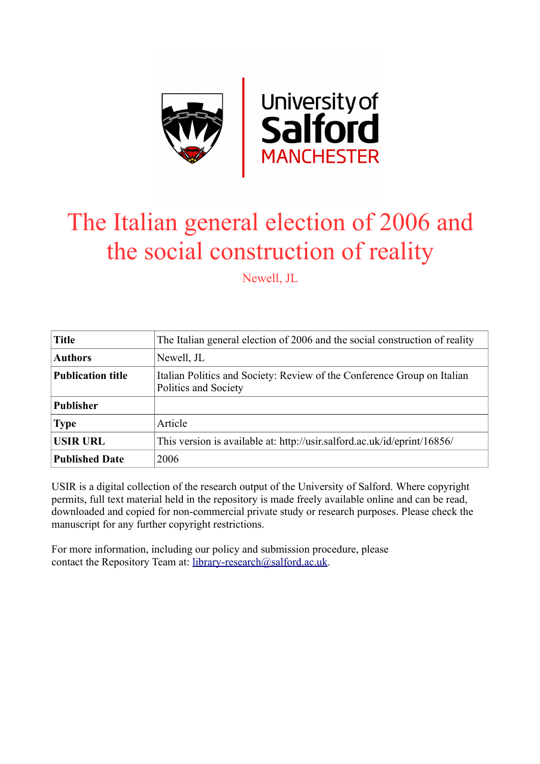# The Italian general election of 2006 and the social construction of reality

Newell, JL

| **Title** | The Italian general election of 2006 and the social construction of reality |
|---|---|
| **Authors** | Newell, JL |
| **Publication title** | Italian Politics and Society: Review of the Conference Group on Italian Politics and Society |
| **Publisher** | |
| **Type** | Article |
| **USIR URL** | This version is available at: http://usir.salford.ac.uk/id/eprint/16856/ |
| **Published Date** | 2006 |

USIR is a digital collection of the research output of the University of Salford. Where copyright permits, full text material held in the repository is made freely available online and can be read, downloaded and copied for non-commercial private study or research purposes. Please check the manuscript for any further copyright restrictions.

For more information, including our policy and submission procedure, please contact the Repository Team at: library-research@salford.ac.uk.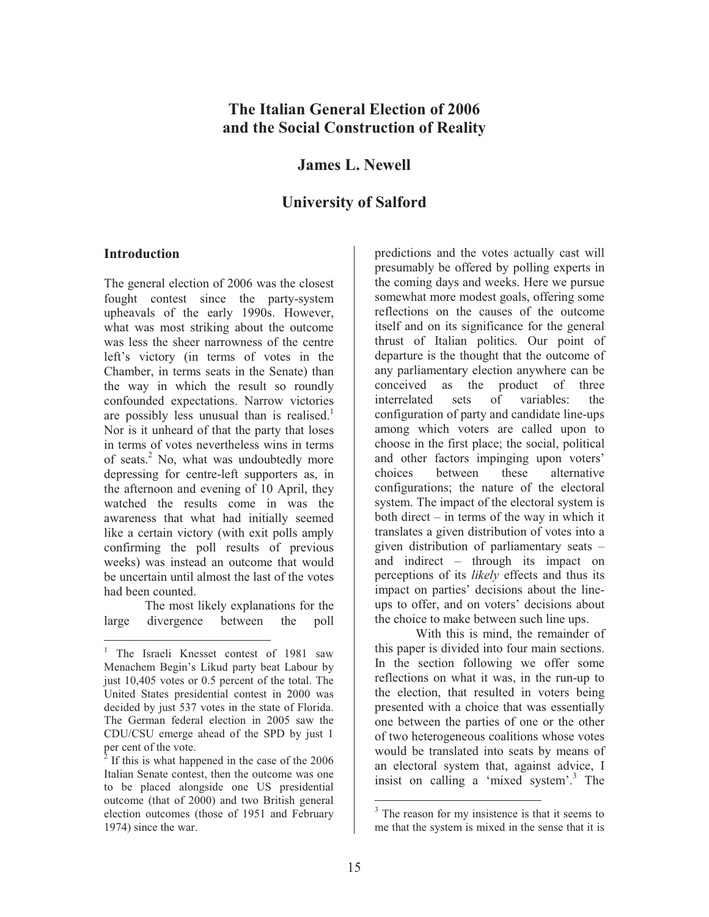# The Italian General Election of 2006 and the Social Construction of Reality

## James L. Newell

## University of Salford

### Introduction

The general election of 2006 was the closest fought contest since the party-system upheavals of the early 1990s. However, what was most striking about the outcome was less the sheer narrowness of the centre left's victory (in terms of votes in the Chamber, in terms seats in the Senate) than the way in which the result so roundly confounded expectations. Narrow victories are possibly less unusual than is realised.[1] Nor is it unheard of that the party that loses in terms of votes nevertheless wins in terms of seats.[2] No, what was undoubtedly more depressing for centre-left supporters as, in the afternoon and evening of 10 April, they watched the results come in was the awareness that what had initially seemed like a certain victory (with exit polls amply confirming the poll results of previous weeks) was instead an outcome that would be uncertain until almost the last of the votes had been counted.

The most likely explanations for the large divergence between the poll predictions and the votes actually cast will presumably be offered by polling experts in the coming days and weeks. Here we pursue somewhat more modest goals, offering some reflections on the causes of the outcome itself and on its significance for the general thrust of Italian politics. Our point of departure is the thought that the outcome of any parliamentary election anywhere can be conceived as the product of three interrelated sets of variables: the configuration of party and candidate line-ups among which voters are called upon to choose in the first place; the social, political and other factors impinging upon voters' choices between these alternative configurations; the nature of the electoral system. The impact of the electoral system is both direct – in terms of the way in which it translates a given distribution of votes into a given distribution of parliamentary seats – and indirect – through its impact on perceptions of its *likely* effects and thus its impact on parties' decisions about the line-ups to offer, and on voters' decisions about the choice to make between such line ups.

With this is mind, the remainder of this paper is divided into four main sections. In the section following we offer some reflections on what it was, in the run-up to the election, that resulted in voters being presented with a choice that was essentially one between the parties of one or the other of two heterogeneous coalitions whose votes would be translated into seats by means of an electoral system that, against advice, I insist on calling a 'mixed system'.[3] The

---

[1] The Israeli Knesset contest of 1981 saw Menachem Begin's Likud party beat Labour by just 10,405 votes or 0.5 percent of the total. The United States presidential contest in 2000 was decided by just 537 votes in the state of Florida. The German federal election in 2005 saw the CDU/CSU emerge ahead of the SPD by just 1 per cent of the vote.

[2] If this is what happened in the case of the 2006 Italian Senate contest, then the outcome was one to be placed alongside one US presidential outcome (that of 2000) and two British general election outcomes (those of 1951 and February 1974) since the war.

[3] The reason for my insistence is that it seems to me that the system is mixed in the sense that it is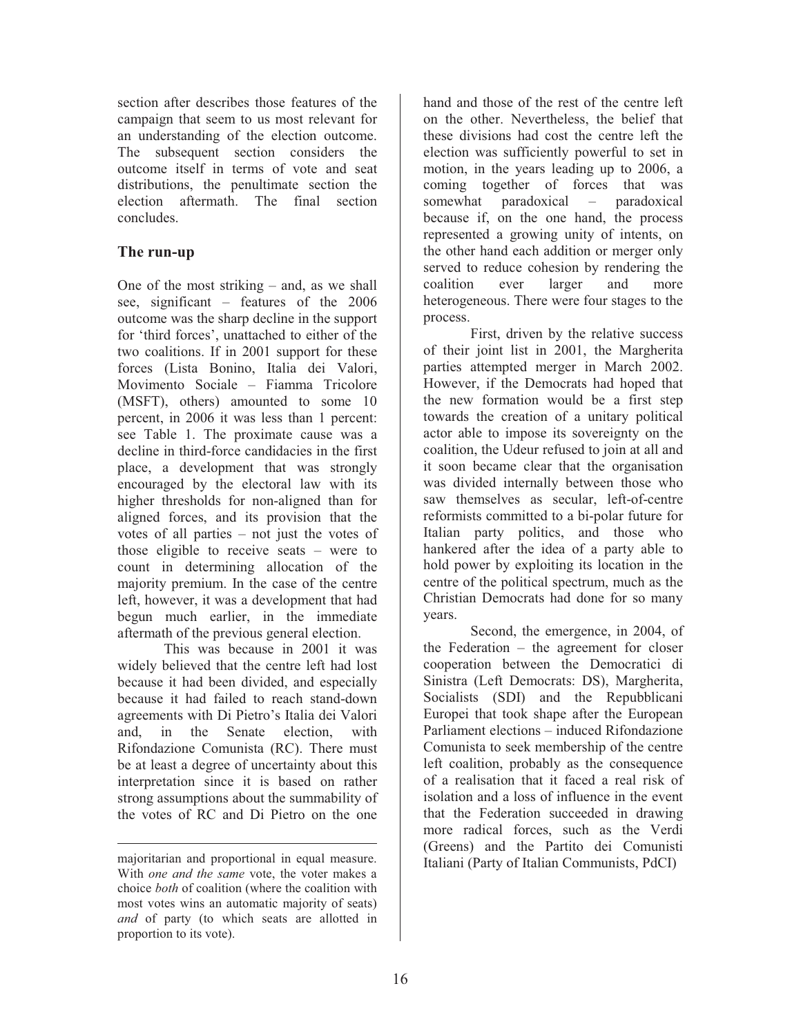section after describes those features of the campaign that seem to us most relevant for an understanding of the election outcome. The subsequent section considers the outcome itself in terms of vote and seat distributions, the penultimate section the election aftermath. The final section concludes.

## The run-up

One of the most striking – and, as we shall see, significant – features of the 2006 outcome was the sharp decline in the support for 'third forces', unattached to either of the two coalitions. If in 2001 support for these forces (Lista Bonino, Italia dei Valori, Movimento Sociale – Fiamma Tricolore (MSFT), others) amounted to some 10 percent, in 2006 it was less than 1 percent: see Table 1. The proximate cause was a decline in third-force candidacies in the first place, a development that was strongly encouraged by the electoral law with its higher thresholds for non-aligned than for aligned forces, and its provision that the votes of all parties – not just the votes of those eligible to receive seats – were to count in determining allocation of the majority premium. In the case of the centre left, however, it was a development that had begun much earlier, in the immediate aftermath of the previous general election.

This was because in 2001 it was widely believed that the centre left had lost because it had been divided, and especially because it had failed to reach stand-down agreements with Di Pietro's Italia dei Valori and, in the Senate election, with Rifondazione Comunista (RC). There must be at least a degree of uncertainty about this interpretation since it is based on rather strong assumptions about the summability of the votes of RC and Di Pietro on the one hand and those of the rest of the centre left on the other. Nevertheless, the belief that these divisions had cost the centre left the election was sufficiently powerful to set in motion, in the years leading up to 2006, a coming together of forces that was somewhat paradoxical – paradoxical because if, on the one hand, the process represented a growing unity of intents, on the other hand each addition or merger only served to reduce cohesion by rendering the coalition ever larger and more heterogeneous. There were four stages to the process.

First, driven by the relative success of their joint list in 2001, the Margherita parties attempted merger in March 2002. However, if the Democrats had hoped that the new formation would be a first step towards the creation of a unitary political actor able to impose its sovereignty on the coalition, the Udeur refused to join at all and it soon became clear that the organisation was divided internally between those who saw themselves as secular, left-of-centre reformists committed to a bi-polar future for Italian party politics, and those who hankered after the idea of a party able to hold power by exploiting its location in the centre of the political spectrum, much as the Christian Democrats had done for so many years.

Second, the emergence, in 2004, of the Federation – the agreement for closer cooperation between the Democratici di Sinistra (Left Democrats: DS), Margherita, Socialists (SDI) and the Repubblicani Europei that took shape after the European Parliament elections – induced Rifondazione Comunista to seek membership of the centre left coalition, probably as the consequence of a realisation that it faced a real risk of isolation and a loss of influence in the event that the Federation succeeded in drawing more radical forces, such as the Verdi (Greens) and the Partito dei Comunisti Italiani (Party of Italian Communists, PdCI)

---

majoritarian and proportional in equal measure. With *one and the same* vote, the voter makes a choice *both* of coalition (where the coalition with most votes wins an automatic majority of seats) *and* of party (to which seats are allotted in proportion to its vote).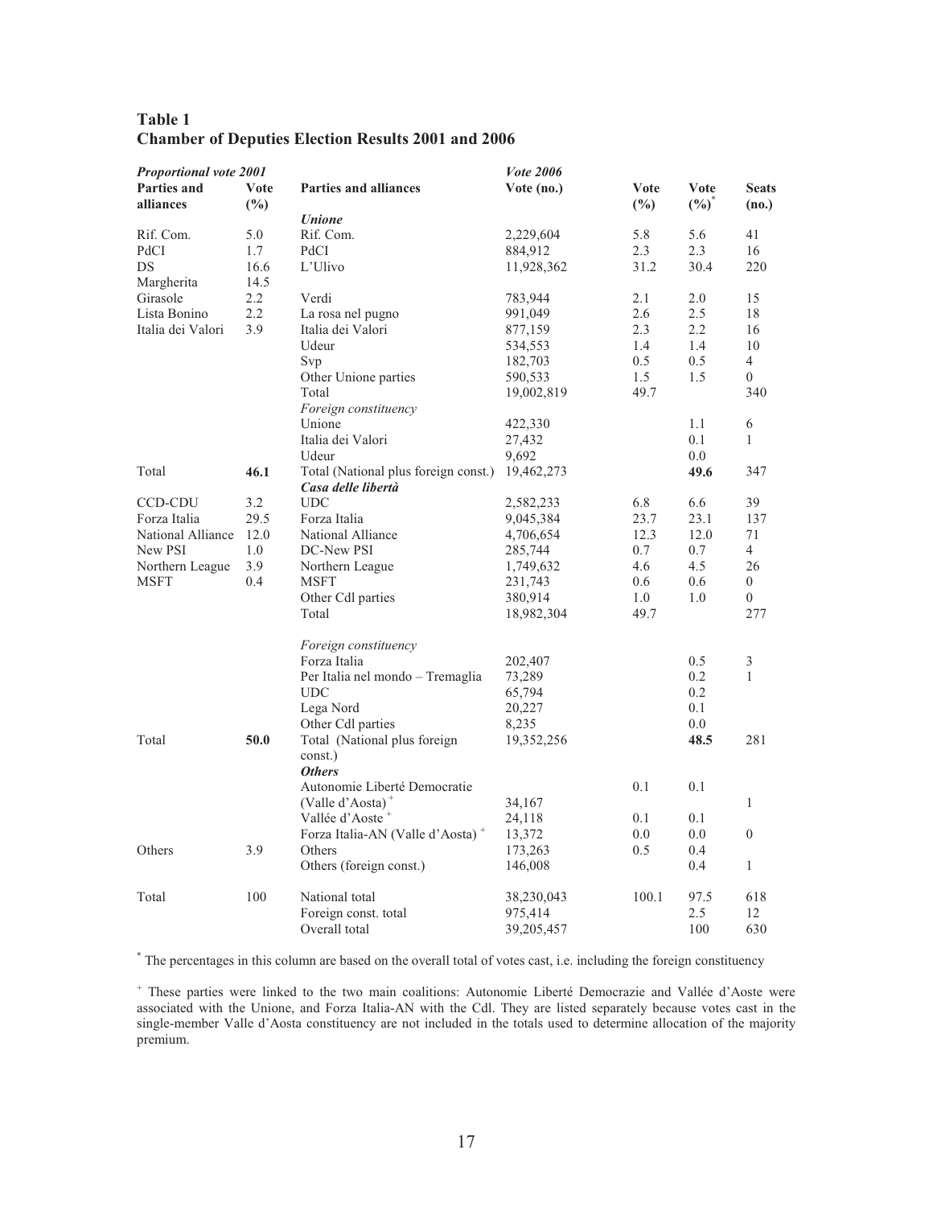**Table 1**
**Chamber of Deputies Election Results 2001 and 2006**

| *Proportional vote 2001* | | | *Vote 2006* | | | |
|---|---|---|---|---|---|---|
| **Parties and alliances** | **Vote (%)** | **Parties and alliances** | **Vote (no.)** | **Vote (%)** | **Vote (%)*** | **Seats (no.)** |
| | | ***Unione*** | | | | |
| Rif. Com. | 5.0 | Rif. Com. | 2,229,604 | 5.8 | 5.6 | 41 |
| PdCI | 1.7 | PdCI | 884,912 | 2.3 | 2.3 | 16 |
| DS | 16.6 | L'Ulivo | 11,928,362 | 31.2 | 30.4 | 220 |
| Margherita | 14.5 | | | | | |
| Girasole | 2.2 | Verdi | 783,944 | 2.1 | 2.0 | 15 |
| Lista Bonino | 2.2 | La rosa nel pugno | 991,049 | 2.6 | 2.5 | 18 |
| Italia dei Valori | 3.9 | Italia dei Valori | 877,159 | 2.3 | 2.2 | 16 |
| | | Udeur | 534,553 | 1.4 | 1.4 | 10 |
| | | Svp | 182,703 | 0.5 | 0.5 | 4 |
| | | Other Unione parties | 590,533 | 1.5 | 1.5 | 0 |
| | | Total | 19,002,819 | 49.7 | | 340 |
| | | *Foreign constituency* | | | | |
| | | Unione | 422,330 | | 1.1 | 6 |
| | | Italia dei Valori | 27,432 | | 0.1 | 1 |
| | | Udeur | 9,692 | | 0.0 | |
| Total | **46.1** | Total (National plus foreign const.) | 19,462,273 | | **49.6** | 347 |
| | | ***Casa delle libertà*** | | | | |
| CCD-CDU | 3.2 | UDC | 2,582,233 | 6.8 | 6.6 | 39 |
| Forza Italia | 29.5 | Forza Italia | 9,045,384 | 23.7 | 23.1 | 137 |
| National Alliance | 12.0 | National Alliance | 4,706,654 | 12.3 | 12.0 | 71 |
| New PSI | 1.0 | DC-New PSI | 285,744 | 0.7 | 0.7 | 4 |
| Northern League | 3.9 | Northern League | 1,749,632 | 4.6 | 4.5 | 26 |
| MSFT | 0.4 | MSFT | 231,743 | 0.6 | 0.6 | 0 |
| | | Other Cdl parties | 380,914 | 1.0 | 1.0 | 0 |
| | | Total | 18,982,304 | 49.7 | | 277 |
| | | *Foreign constituency* | | | | |
| | | Forza Italia | 202,407 | | 0.5 | 3 |
| | | Per Italia nel mondo – Tremaglia | 73,289 | | 0.2 | 1 |
| | | UDC | 65,794 | | 0.2 | |
| | | Lega Nord | 20,227 | | 0.1 | |
| | | Other Cdl parties | 8,235 | | 0.0 | |
| Total | **50.0** | Total (National plus foreign const.) | 19,352,256 | | **48.5** | 281 |
| | | ***Others*** | | | | |
| | | Autonomie Liberté Democratie (Valle d'Aosta) + | 34,167 | 0.1 | 0.1 | 1 |
| | | Vallée d'Aoste + | 24,118 | 0.1 | 0.1 | |
| | | Forza Italia-AN (Valle d'Aosta) + | 13,372 | 0.0 | 0.0 | 0 |
| Others | 3.9 | Others | 173,263 | 0.5 | 0.4 | |
| | | Others (foreign const.) | 146,008 | | 0.4 | 1 |
| Total | 100 | National total | 38,230,043 | 100.1 | 97.5 | 618 |
| | | Foreign const. total | 975,414 | | 2.5 | 12 |
| | | Overall total | 39,205,457 | | 100 | 630 |

* The percentages in this column are based on the overall total of votes cast, i.e. including the foreign constituency

+ These parties were linked to the two main coalitions: Autonomie Liberté Democrazie and Vallée d'Aoste were associated with the Unione, and Forza Italia-AN with the Cdl. They are listed separately because votes cast in the single-member Valle d'Aosta constituency are not included in the totals used to determine allocation of the majority premium.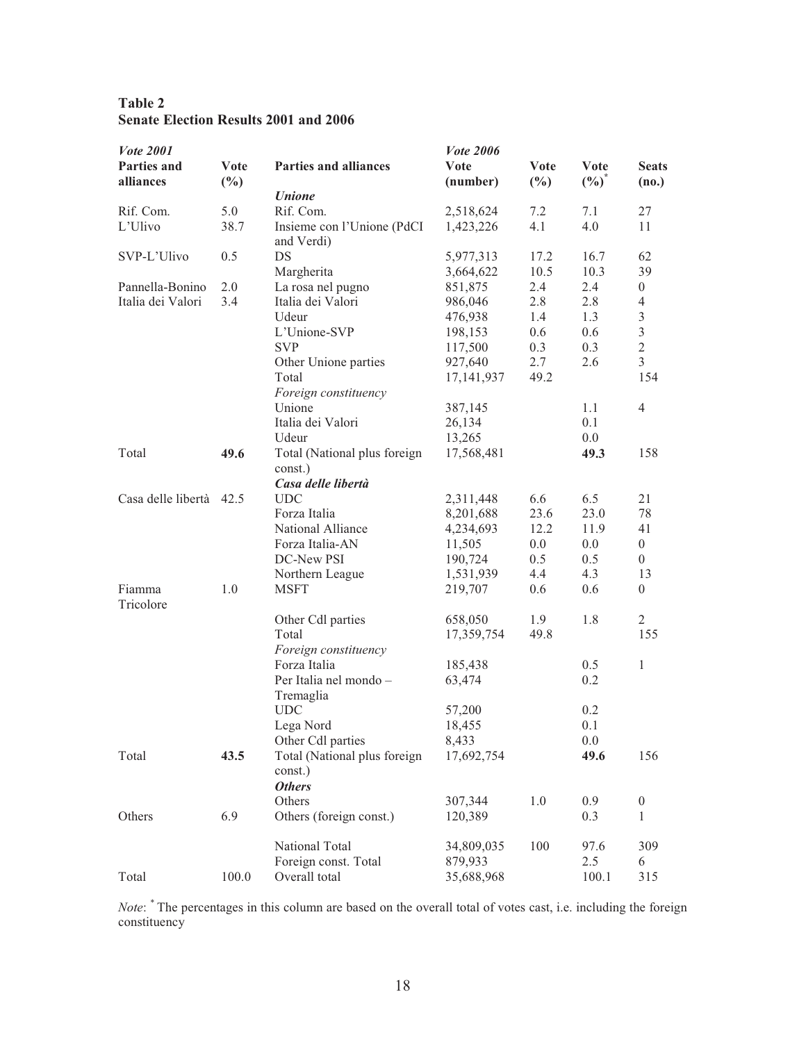**Table 2**
**Senate Election Results 2001 and 2006**

| *Vote 2001* | | | *Vote 2006* | | | |
|---|---|---|---|---|---|---|
| **Parties and alliances** | **Vote (%)** | **Parties and alliances** | **Vote (number)** | **Vote (%)** | **Vote (%)*** | **Seats (no.)** |
| | | ***Unione*** | | | | |
| Rif. Com. | 5.0 | Rif. Com. | 2,518,624 | 7.2 | 7.1 | 27 |
| L'Ulivo | 38.7 | Insieme con l'Unione (PdCI and Verdi) | 1,423,226 | 4.1 | 4.0 | 11 |
| SVP-L'Ulivo | 0.5 | DS | 5,977,313 | 17.2 | 16.7 | 62 |
| | | Margherita | 3,664,622 | 10.5 | 10.3 | 39 |
| Pannella-Bonino | 2.0 | La rosa nel pugno | 851,875 | 2.4 | 2.4 | 0 |
| Italia dei Valori | 3.4 | Italia dei Valori | 986,046 | 2.8 | 2.8 | 4 |
| | | Udeur | 476,938 | 1.4 | 1.3 | 3 |
| | | L'Unione-SVP | 198,153 | 0.6 | 0.6 | 3 |
| | | SVP | 117,500 | 0.3 | 0.3 | 2 |
| | | Other Unione parties | 927,640 | 2.7 | 2.6 | 3 |
| | | Total | 17,141,937 | 49.2 | | 154 |
| | | *Foreign constituency* | | | | |
| | | Unione | 387,145 | | 1.1 | 4 |
| | | Italia dei Valori | 26,134 | | 0.1 | |
| | | Udeur | 13,265 | | 0.0 | |
| Total | **49.6** | Total (National plus foreign const.) | 17,568,481 | | **49.3** | 158 |
| | | ***Casa delle libertà*** | | | | |
| Casa delle libertà | 42.5 | UDC | 2,311,448 | 6.6 | 6.5 | 21 |
| | | Forza Italia | 8,201,688 | 23.6 | 23.0 | 78 |
| | | National Alliance | 4,234,693 | 12.2 | 11.9 | 41 |
| | | Forza Italia-AN | 11,505 | 0.0 | 0.0 | 0 |
| | | DC-New PSI | 190,724 | 0.5 | 0.5 | 0 |
| | | Northern League | 1,531,939 | 4.4 | 4.3 | 13 |
| Fiamma Tricolore | 1.0 | MSFT | 219,707 | 0.6 | 0.6 | 0 |
| | | Other Cdl parties | 658,050 | 1.9 | 1.8 | 2 |
| | | Total | 17,359,754 | 49.8 | | 155 |
| | | *Foreign constituency* | | | | |
| | | Forza Italia | 185,438 | | 0.5 | 1 |
| | | Per Italia nel mondo – Tremaglia | 63,474 | | 0.2 | |
| | | UDC | 57,200 | | 0.2 | |
| | | Lega Nord | 18,455 | | 0.1 | |
| | | Other Cdl parties | 8,433 | | 0.0 | |
| Total | **43.5** | Total (National plus foreign const.) | 17,692,754 | | **49.6** | 156 |
| | | ***Others*** | | | | |
| | | Others | 307,344 | 1.0 | 0.9 | 0 |
| Others | 6.9 | Others (foreign const.) | 120,389 | | 0.3 | 1 |
| | | National Total | 34,809,035 | 100 | 97.6 | 309 |
| | | Foreign const. Total | 879,933 | | 2.5 | 6 |
| Total | 100.0 | Overall total | 35,688,968 | | 100.1 | 315 |

*Note*: * The percentages in this column are based on the overall total of votes cast, i.e. including the foreign constituency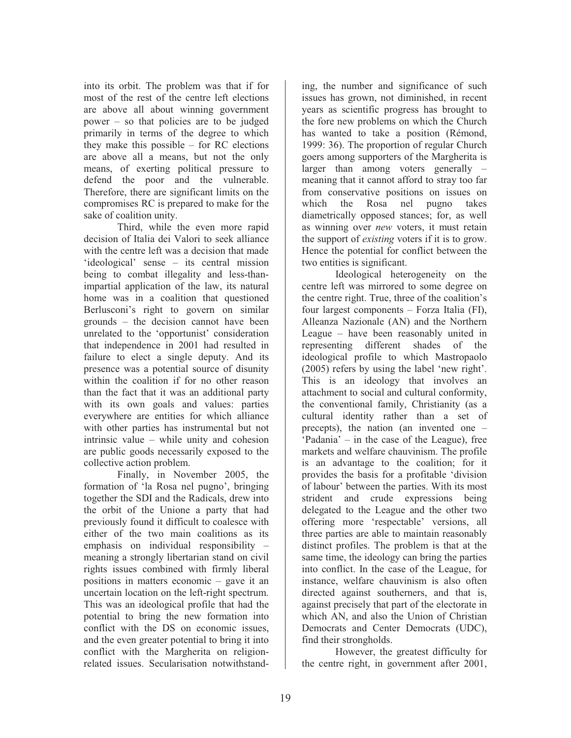into its orbit. The problem was that if for most of the rest of the centre left elections are above all about winning government power – so that policies are to be judged primarily in terms of the degree to which they make this possible – for RC elections are above all a means, but not the only means, of exerting political pressure to defend the poor and the vulnerable. Therefore, there are significant limits on the compromises RC is prepared to make for the sake of coalition unity.

Third, while the even more rapid decision of Italia dei Valori to seek alliance with the centre left was a decision that made 'ideological' sense – its central mission being to combat illegality and less-than-impartial application of the law, its natural home was in a coalition that questioned Berlusconi's right to govern on similar grounds – the decision cannot have been unrelated to the 'opportunist' consideration that independence in 2001 had resulted in failure to elect a single deputy. And its presence was a potential source of disunity within the coalition if for no other reason than the fact that it was an additional party with its own goals and values: parties everywhere are entities for which alliance with other parties has instrumental but not intrinsic value – while unity and cohesion are public goods necessarily exposed to the collective action problem.

Finally, in November 2005, the formation of 'la Rosa nel pugno', bringing together the SDI and the Radicals, drew into the orbit of the Unione a party that had previously found it difficult to coalesce with either of the two main coalitions as its emphasis on individual responsibility – meaning a strongly libertarian stand on civil rights issues combined with firmly liberal positions in matters economic – gave it an uncertain location on the left-right spectrum. This was an ideological profile that had the potential to bring the new formation into conflict with the DS on economic issues, and the even greater potential to bring it into conflict with the Margherita on religion-related issues. Secularisation notwithstanding, the number and significance of such issues has grown, not diminished, in recent years as scientific progress has brought to the fore new problems on which the Church has wanted to take a position (Rémond, 1999: 36). The proportion of regular Church goers among supporters of the Margherita is larger than among voters generally – meaning that it cannot afford to stray too far from conservative positions on issues on which the Rosa nel pugno takes diametrically opposed stances; for, as well as winning over *new* voters, it must retain the support of *existing* voters if it is to grow. Hence the potential for conflict between the two entities is significant.

Ideological heterogeneity on the centre left was mirrored to some degree on the centre right. True, three of the coalition's four largest components – Forza Italia (FI), Alleanza Nazionale (AN) and the Northern League – have been reasonably united in representing different shades of the ideological profile to which Mastropaolo (2005) refers by using the label 'new right'. This is an ideology that involves an attachment to social and cultural conformity, the conventional family, Christianity (as a cultural identity rather than a set of precepts), the nation (an invented one – 'Padania' – in the case of the League), free markets and welfare chauvinism. The profile is an advantage to the coalition; for it provides the basis for a profitable 'division of labour' between the parties. With its most strident and crude expressions being delegated to the League and the other two offering more 'respectable' versions, all three parties are able to maintain reasonably distinct profiles. The problem is that at the same time, the ideology can bring the parties into conflict. In the case of the League, for instance, welfare chauvinism is also often directed against southerners, and that is, against precisely that part of the electorate in which AN, and also the Union of Christian Democrats and Center Democrats (UDC), find their strongholds.

However, the greatest difficulty for the centre right, in government after 2001,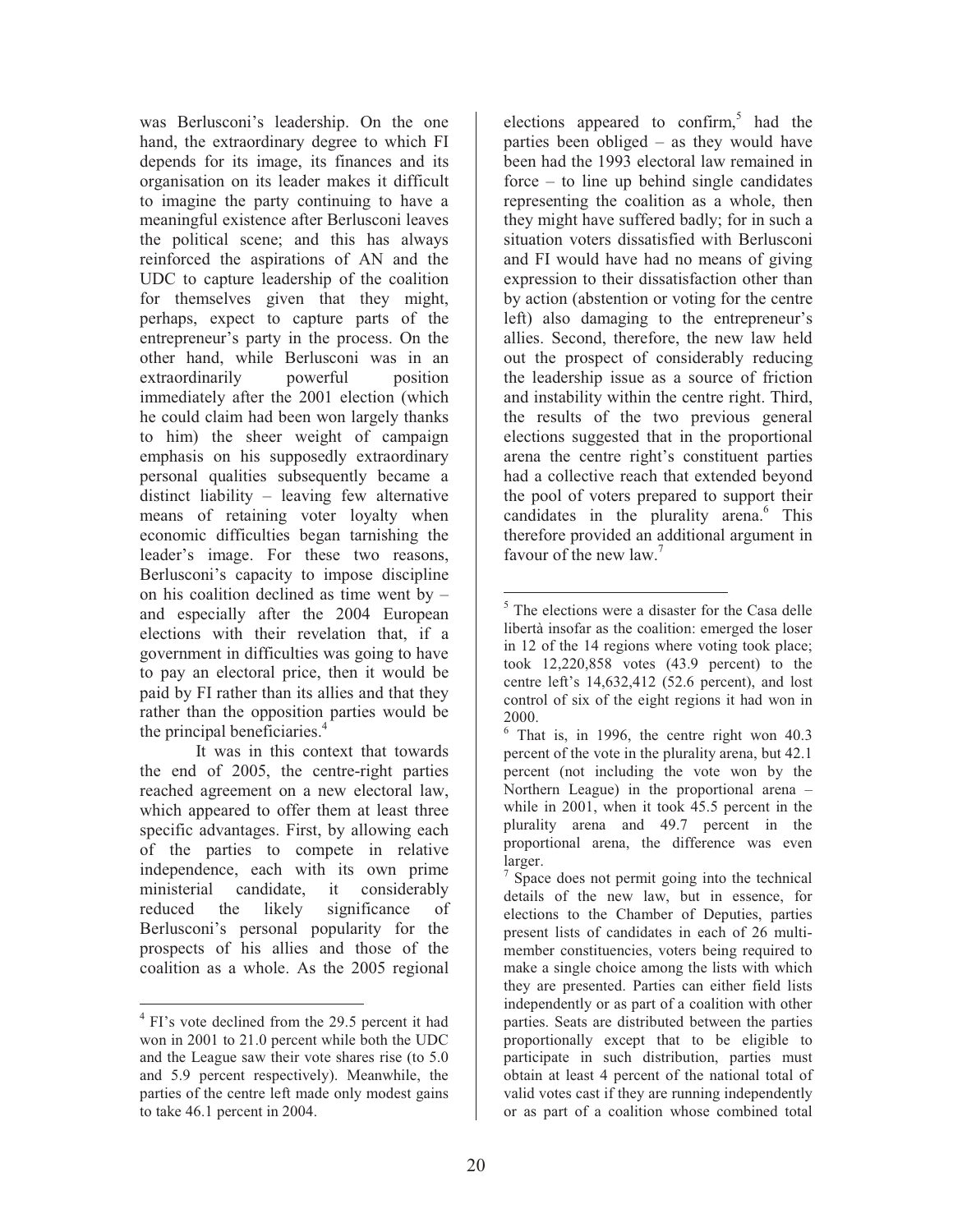was Berlusconi's leadership. On the one hand, the extraordinary degree to which FI depends for its image, its finances and its organisation on its leader makes it difficult to imagine the party continuing to have a meaningful existence after Berlusconi leaves the political scene; and this has always reinforced the aspirations of AN and the UDC to capture leadership of the coalition for themselves given that they might, perhaps, expect to capture parts of the entrepreneur's party in the process. On the other hand, while Berlusconi was in an extraordinarily powerful position immediately after the 2001 election (which he could claim had been won largely thanks to him) the sheer weight of campaign emphasis on his supposedly extraordinary personal qualities subsequently became a distinct liability – leaving few alternative means of retaining voter loyalty when economic difficulties began tarnishing the leader's image. For these two reasons, Berlusconi's capacity to impose discipline on his coalition declined as time went by – and especially after the 2004 European elections with their revelation that, if a government in difficulties was going to have to pay an electoral price, then it would be paid by FI rather than its allies and that they rather than the opposition parties would be the principal beneficiaries.[4]

It was in this context that towards the end of 2005, the centre-right parties reached agreement on a new electoral law, which appeared to offer them at least three specific advantages. First, by allowing each of the parties to compete in relative independence, each with its own prime ministerial candidate, it considerably reduced the likely significance of Berlusconi's personal popularity for the prospects of his allies and those of the coalition as a whole. As the 2005 regional elections appeared to confirm,[5] had the parties been obliged – as they would have been had the 1993 electoral law remained in force – to line up behind single candidates representing the coalition as a whole, then they might have suffered badly; for in such a situation voters dissatisfied with Berlusconi and FI would have had no means of giving expression to their dissatisfaction other than by action (abstention or voting for the centre left) also damaging to the entrepreneur's allies. Second, therefore, the new law held out the prospect of considerably reducing the leadership issue as a source of friction and instability within the centre right. Third, the results of the two previous general elections suggested that in the proportional arena the centre right's constituent parties had a collective reach that extended beyond the pool of voters prepared to support their candidates in the plurality arena.[6] This therefore provided an additional argument in favour of the new law.[7]

---

[4] FI's vote declined from the 29.5 percent it had won in 2001 to 21.0 percent while both the UDC and the League saw their vote shares rise (to 5.0 and 5.9 percent respectively). Meanwhile, the parties of the centre left made only modest gains to take 46.1 percent in 2004.

[5] The elections were a disaster for the Casa delle libertà insofar as the coalition: emerged the loser in 12 of the 14 regions where voting took place; took 12,220,858 votes (43.9 percent) to the centre left's 14,632,412 (52.6 percent), and lost control of six of the eight regions it had won in 2000.

[6] That is, in 1996, the centre right won 40.3 percent of the vote in the plurality arena, but 42.1 percent (not including the vote won by the Northern League) in the proportional arena – while in 2001, when it took 45.5 percent in the plurality arena and 49.7 percent in the proportional arena, the difference was even larger.

[7] Space does not permit going into the technical details of the new law, but in essence, for elections to the Chamber of Deputies, parties present lists of candidates in each of 26 multi-member constituencies, voters being required to make a single choice among the lists with which they are presented. Parties can either field lists independently or as part of a coalition with other parties. Seats are distributed between the parties proportionally except that to be eligible to participate in such distribution, parties must obtain at least 4 percent of the national total of valid votes cast if they are running independently or as part of a coalition whose combined total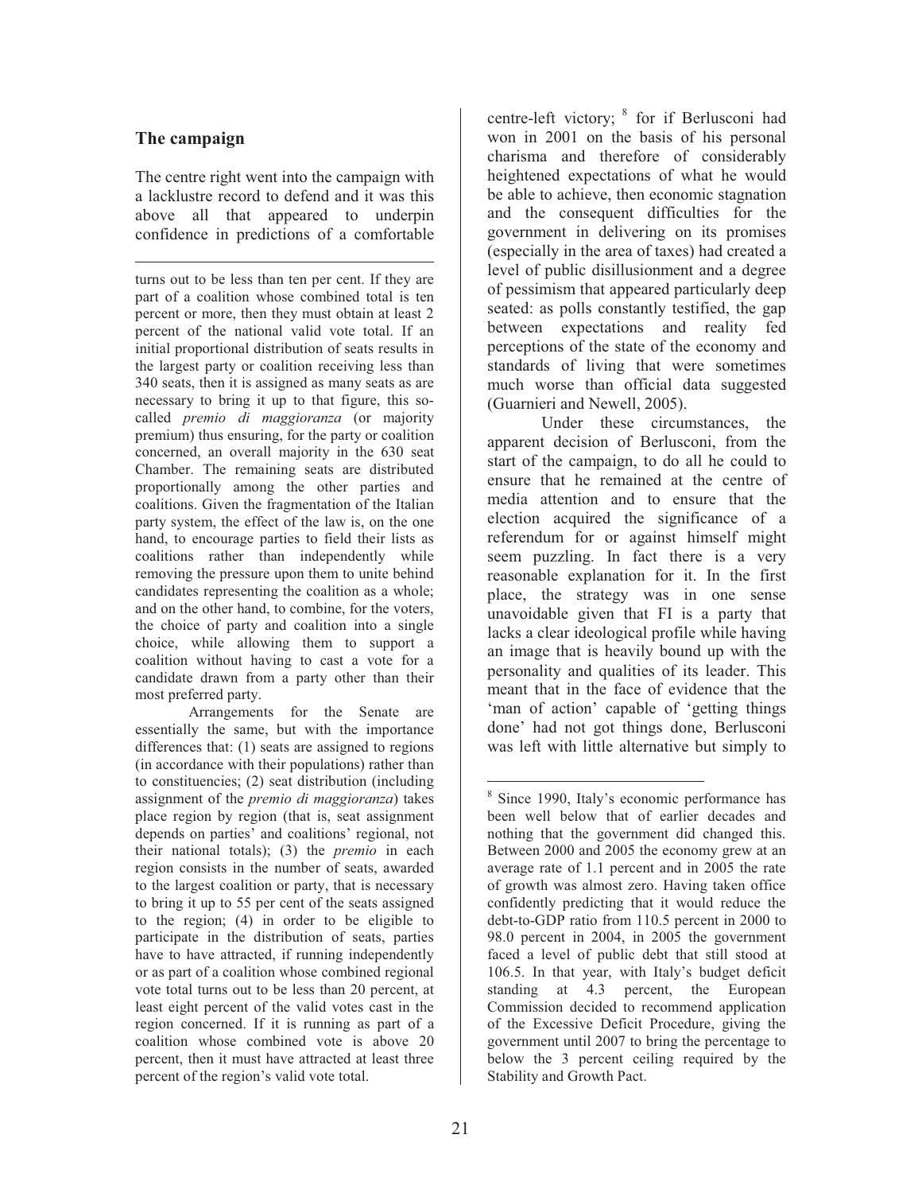## The campaign

The centre right went into the campaign with a lacklustre record to defend and it was this above all that appeared to underpin confidence in predictions of a comfortable centre-left victory; [8] for if Berlusconi had won in 2001 on the basis of his personal charisma and therefore of considerably heightened expectations of what he would be able to achieve, then economic stagnation and the consequent difficulties for the government in delivering on its promises (especially in the area of taxes) had created a level of public disillusionment and a degree of pessimism that appeared particularly deep seated: as polls constantly testified, the gap between expectations and reality fed perceptions of the state of the economy and standards of living that were sometimes much worse than official data suggested (Guarnieri and Newell, 2005).

Under these circumstances, the apparent decision of Berlusconi, from the start of the campaign, to do all he could to ensure that he remained at the centre of media attention and to ensure that the election acquired the significance of a referendum for or against himself might seem puzzling. In fact there is a very reasonable explanation for it. In the first place, the strategy was in one sense unavoidable given that FI is a party that lacks a clear ideological profile while having an image that is heavily bound up with the personality and qualities of its leader. This meant that in the face of evidence that the 'man of action' capable of 'getting things done' had not got things done, Berlusconi was left with little alternative but simply to

---

turns out to be less than ten per cent. If they are part of a coalition whose combined total is ten percent or more, then they must obtain at least 2 percent of the national valid vote total. If an initial proportional distribution of seats results in the largest party or coalition receiving less than 340 seats, then it is assigned as many seats as are necessary to bring it up to that figure, this so-called *premio di maggioranza* (or majority premium) thus ensuring, for the party or coalition concerned, an overall majority in the 630 seat Chamber. The remaining seats are distributed proportionally among the other parties and coalitions. Given the fragmentation of the Italian party system, the effect of the law is, on the one hand, to encourage parties to field their lists as coalitions rather than independently while removing the pressure upon them to unite behind candidates representing the coalition as a whole; and on the other hand, to combine, for the voters, the choice of party and coalition into a single choice, while allowing them to support a coalition without having to cast a vote for a candidate drawn from a party other than their most preferred party.

Arrangements for the Senate are essentially the same, but with the importance differences that: (1) seats are assigned to regions (in accordance with their populations) rather than to constituencies; (2) seat distribution (including assignment of the *premio di maggioranza*) takes place region by region (that is, seat assignment depends on parties' and coalitions' regional, not their national totals); (3) the *premio* in each region consists in the number of seats, awarded to the largest coalition or party, that is necessary to bring it up to 55 per cent of the seats assigned to the region; (4) in order to be eligible to participate in the distribution of seats, parties have to have attracted, if running independently or as part of a coalition whose combined regional vote total turns out to be less than 20 percent, at least eight percent of the valid votes cast in the region concerned. If it is running as part of a coalition whose combined vote is above 20 percent, then it must have attracted at least three percent of the region's valid vote total.

[8] Since 1990, Italy's economic performance has been well below that of earlier decades and nothing that the government did changed this. Between 2000 and 2005 the economy grew at an average rate of 1.1 percent and in 2005 the rate of growth was almost zero. Having taken office confidently predicting that it would reduce the debt-to-GDP ratio from 110.5 percent in 2000 to 98.0 percent in 2004, in 2005 the government faced a level of public debt that still stood at 106.5. In that year, with Italy's budget deficit standing at 4.3 percent, the European Commission decided to recommend application of the Excessive Deficit Procedure, giving the government until 2007 to bring the percentage to below the 3 percent ceiling required by the Stability and Growth Pact.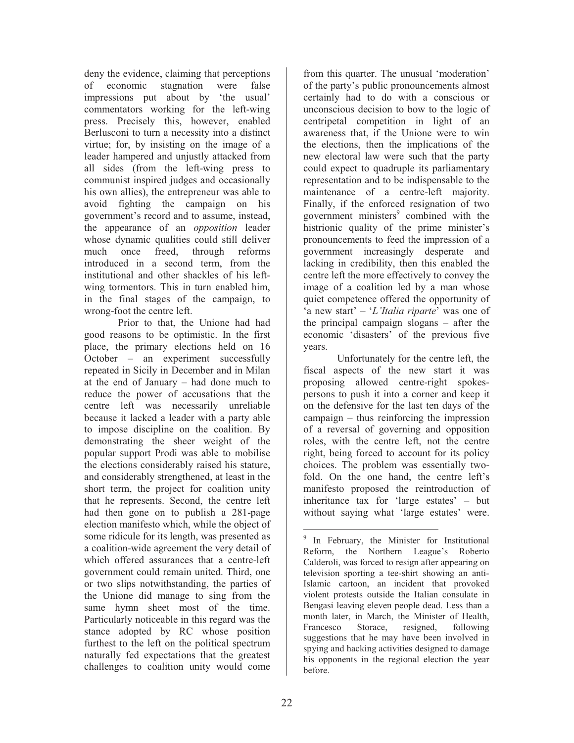deny the evidence, claiming that perceptions of economic stagnation were false impressions put about by 'the usual' commentators working for the left-wing press. Precisely this, however, enabled Berlusconi to turn a necessity into a distinct virtue; for, by insisting on the image of a leader hampered and unjustly attacked from all sides (from the left-wing press to communist inspired judges and occasionally his own allies), the entrepreneur was able to avoid fighting the campaign on his government's record and to assume, instead, the appearance of an *opposition* leader whose dynamic qualities could still deliver much once freed, through reforms introduced in a second term, from the institutional and other shackles of his left-wing tormentors. This in turn enabled him, in the final stages of the campaign, to wrong-foot the centre left.

Prior to that, the Unione had had good reasons to be optimistic. In the first place, the primary elections held on 16 October – an experiment successfully repeated in Sicily in December and in Milan at the end of January – had done much to reduce the power of accusations that the centre left was necessarily unreliable because it lacked a leader with a party able to impose discipline on the coalition. By demonstrating the sheer weight of the popular support Prodi was able to mobilise the elections considerably raised his stature, and considerably strengthened, at least in the short term, the project for coalition unity that he represents. Second, the centre left had then gone on to publish a 281-page election manifesto which, while the object of some ridicule for its length, was presented as a coalition-wide agreement the very detail of which offered assurances that a centre-left government could remain united. Third, one or two slips notwithstanding, the parties of the Unione did manage to sing from the same hymn sheet most of the time. Particularly noticeable in this regard was the stance adopted by RC whose position furthest to the left on the political spectrum naturally fed expectations that the greatest challenges to coalition unity would come from this quarter. The unusual 'moderation' of the party's public pronouncements almost certainly had to do with a conscious or unconscious decision to bow to the logic of centripetal competition in light of an awareness that, if the Unione were to win the elections, then the implications of the new electoral law were such that the party could expect to quadruple its parliamentary representation and to be indispensable to the maintenance of a centre-left majority. Finally, if the enforced resignation of two government ministers[9] combined with the histrionic quality of the prime minister's pronouncements to feed the impression of a government increasingly desperate and lacking in credibility, then this enabled the centre left the more effectively to convey the image of a coalition led by a man whose quiet competence offered the opportunity of 'a new start' – '*L'Italia riparte*' was one of the principal campaign slogans – after the economic 'disasters' of the previous five years.

Unfortunately for the centre left, the fiscal aspects of the new start it was proposing allowed centre-right spokes-persons to push it into a corner and keep it on the defensive for the last ten days of the campaign – thus reinforcing the impression of a reversal of governing and opposition roles, with the centre left, not the centre right, being forced to account for its policy choices. The problem was essentially two-fold. On the one hand, the centre left's manifesto proposed the reintroduction of inheritance tax for 'large estates' – but without saying what 'large estates' were.

---

[9] In February, the Minister for Institutional Reform, the Northern League's Roberto Calderoli, was forced to resign after appearing on television sporting a tee-shirt showing an anti-Islamic cartoon, an incident that provoked violent protests outside the Italian consulate in Bengasi leaving eleven people dead. Less than a month later, in March, the Minister of Health, Francesco Storace, resigned, following suggestions that he may have been involved in spying and hacking activities designed to damage his opponents in the regional election the year before.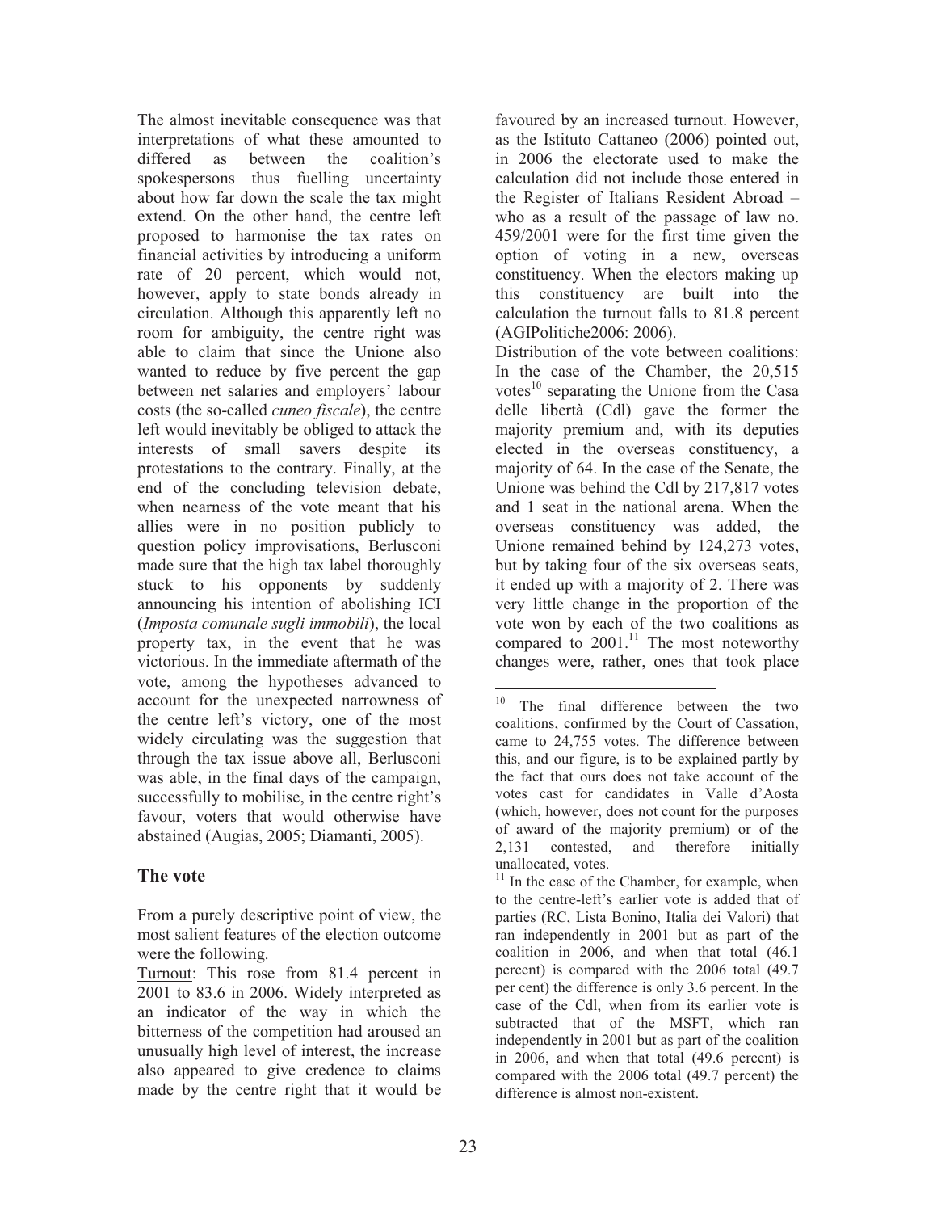The almost inevitable consequence was that interpretations of what these amounted to differed as between the coalition's spokespersons thus fuelling uncertainty about how far down the scale the tax might extend. On the other hand, the centre left proposed to harmonise the tax rates on financial activities by introducing a uniform rate of 20 percent, which would not, however, apply to state bonds already in circulation. Although this apparently left no room for ambiguity, the centre right was able to claim that since the Unione also wanted to reduce by five percent the gap between net salaries and employers' labour costs (the so-called *cuneo fiscale*), the centre left would inevitably be obliged to attack the interests of small savers despite its protestations to the contrary. Finally, at the end of the concluding television debate, when nearness of the vote meant that his allies were in no position publicly to question policy improvisations, Berlusconi made sure that the high tax label thoroughly stuck to his opponents by suddenly announcing his intention of abolishing ICI (*Imposta comunale sugli immobili*), the local property tax, in the event that he was victorious. In the immediate aftermath of the vote, among the hypotheses advanced to account for the unexpected narrowness of the centre left's victory, one of the most widely circulating was the suggestion that through the tax issue above all, Berlusconi was able, in the final days of the campaign, successfully to mobilise, in the centre right's favour, voters that would otherwise have abstained (Augias, 2005; Diamanti, 2005).

## The vote

From a purely descriptive point of view, the most salient features of the election outcome were the following.

Turnout: This rose from 81.4 percent in 2001 to 83.6 in 2006. Widely interpreted as an indicator of the way in which the bitterness of the competition had aroused an unusually high level of interest, the increase also appeared to give credence to claims made by the centre right that it would be favoured by an increased turnout. However, as the Istituto Cattaneo (2006) pointed out, in 2006 the electorate used to make the calculation did not include those entered in the Register of Italians Resident Abroad – who as a result of the passage of law no. 459/2001 were for the first time given the option of voting in a new, overseas constituency. When the electors making up this constituency are built into the calculation the turnout falls to 81.8 percent (AGIPolitiche2006: 2006).

Distribution of the vote between coalitions: In the case of the Chamber, the 20,515 votes[10] separating the Unione from the Casa delle libertà (Cdl) gave the former the majority premium and, with its deputies elected in the overseas constituency, a majority of 64. In the case of the Senate, the Unione was behind the Cdl by 217,817 votes and 1 seat in the national arena. When the overseas constituency was added, the Unione remained behind by 124,273 votes, but by taking four of the six overseas seats, it ended up with a majority of 2. There was very little change in the proportion of the vote won by each of the two coalitions as compared to 2001.[11] The most noteworthy changes were, rather, ones that took place

[10] The final difference between the two coalitions, confirmed by the Court of Cassation, came to 24,755 votes. The difference between this, and our figure, is to be explained partly by the fact that ours does not take account of the votes cast for candidates in Valle d'Aosta (which, however, does not count for the purposes of award of the majority premium) or of the 2,131 contested, and therefore initially unallocated, votes.

[11] In the case of the Chamber, for example, when to the centre-left's earlier vote is added that of parties (RC, Lista Bonino, Italia dei Valori) that ran independently in 2001 but as part of the coalition in 2006, and when that total (46.1 percent) is compared with the 2006 total (49.7 per cent) the difference is only 3.6 percent. In the case of the Cdl, when from its earlier vote is subtracted that of the MSFT, which ran independently in 2001 but as part of the coalition in 2006, and when that total (49.6 percent) is compared with the 2006 total (49.7 percent) the difference is almost non-existent.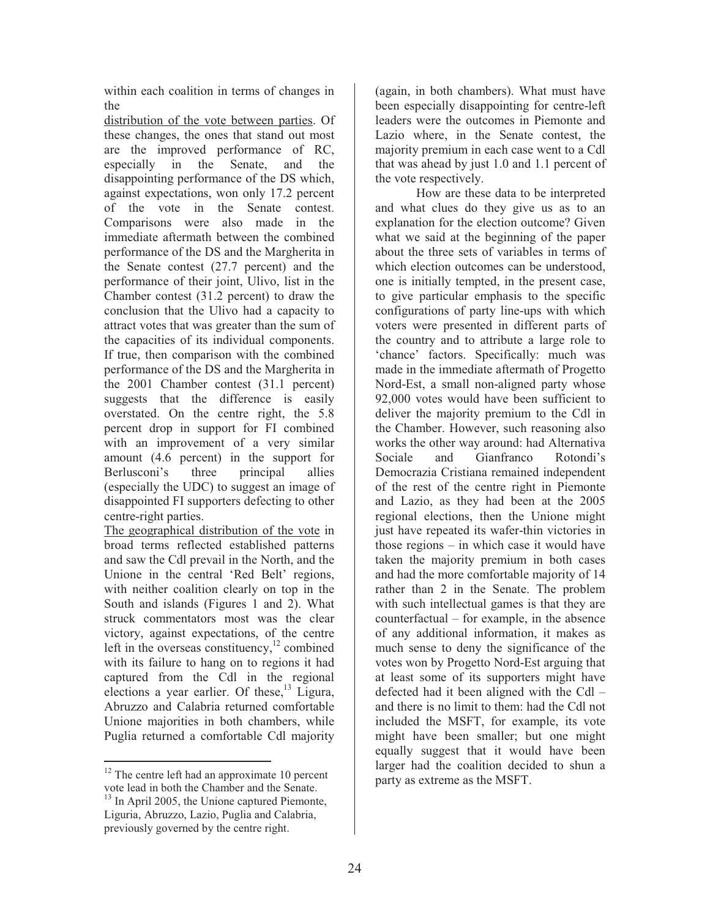within each coalition in terms of changes in the distribution of the vote between parties. Of these changes, the ones that stand out most are the improved performance of RC, especially in the Senate, and the disappointing performance of the DS which, against expectations, won only 17.2 percent of the vote in the Senate contest. Comparisons were also made in the immediate aftermath between the combined performance of the DS and the Margherita in the Senate contest (27.7 percent) and the performance of their joint, Ulivo, list in the Chamber contest (31.2 percent) to draw the conclusion that the Ulivo had a capacity to attract votes that was greater than the sum of the capacities of its individual components. If true, then comparison with the combined performance of the DS and the Margherita in the 2001 Chamber contest (31.1 percent) suggests that the difference is easily overstated. On the centre right, the 5.8 percent drop in support for FI combined with an improvement of a very similar amount (4.6 percent) in the support for Berlusconi's three principal allies (especially the UDC) to suggest an image of disappointed FI supporters defecting to other centre-right parties.

The geographical distribution of the vote in broad terms reflected established patterns and saw the Cdl prevail in the North, and the Unione in the central 'Red Belt' regions, with neither coalition clearly on top in the South and islands (Figures 1 and 2). What struck commentators most was the clear victory, against expectations, of the centre left in the overseas constituency,[12] combined with its failure to hang on to regions it had captured from the Cdl in the regional elections a year earlier. Of these,[13] Ligura, Abruzzo and Calabria returned comfortable Unione majorities in both chambers, while Puglia returned a comfortable Cdl majority (again, in both chambers). What must have been especially disappointing for centre-left leaders were the outcomes in Piemonte and Lazio where, in the Senate contest, the majority premium in each case went to a Cdl that was ahead by just 1.0 and 1.1 percent of the vote respectively.

How are these data to be interpreted and what clues do they give us as to an explanation for the election outcome? Given what we said at the beginning of the paper about the three sets of variables in terms of which election outcomes can be understood, one is initially tempted, in the present case, to give particular emphasis to the specific configurations of party line-ups with which voters were presented in different parts of the country and to attribute a large role to 'chance' factors. Specifically: much was made in the immediate aftermath of Progetto Nord-Est, a small non-aligned party whose 92,000 votes would have been sufficient to deliver the majority premium to the Cdl in the Chamber. However, such reasoning also works the other way around: had Alternativa Sociale and Gianfranco Rotondi's Democrazia Cristiana remained independent of the rest of the centre right in Piemonte and Lazio, as they had been at the 2005 regional elections, then the Unione might just have repeated its wafer-thin victories in those regions – in which case it would have taken the majority premium in both cases and had the more comfortable majority of 14 rather than 2 in the Senate. The problem with such intellectual games is that they are counterfactual – for example, in the absence of any additional information, it makes as much sense to deny the significance of the votes won by Progetto Nord-Est arguing that at least some of its supporters might have defected had it been aligned with the Cdl – and there is no limit to them: had the Cdl not included the MSFT, for example, its vote might have been smaller; but one might equally suggest that it would have been larger had the coalition decided to shun a party as extreme as the MSFT.

---

[12] The centre left had an approximate 10 percent vote lead in both the Chamber and the Senate.

[13] In April 2005, the Unione captured Piemonte, Liguria, Abruzzo, Lazio, Puglia and Calabria, previously governed by the centre right.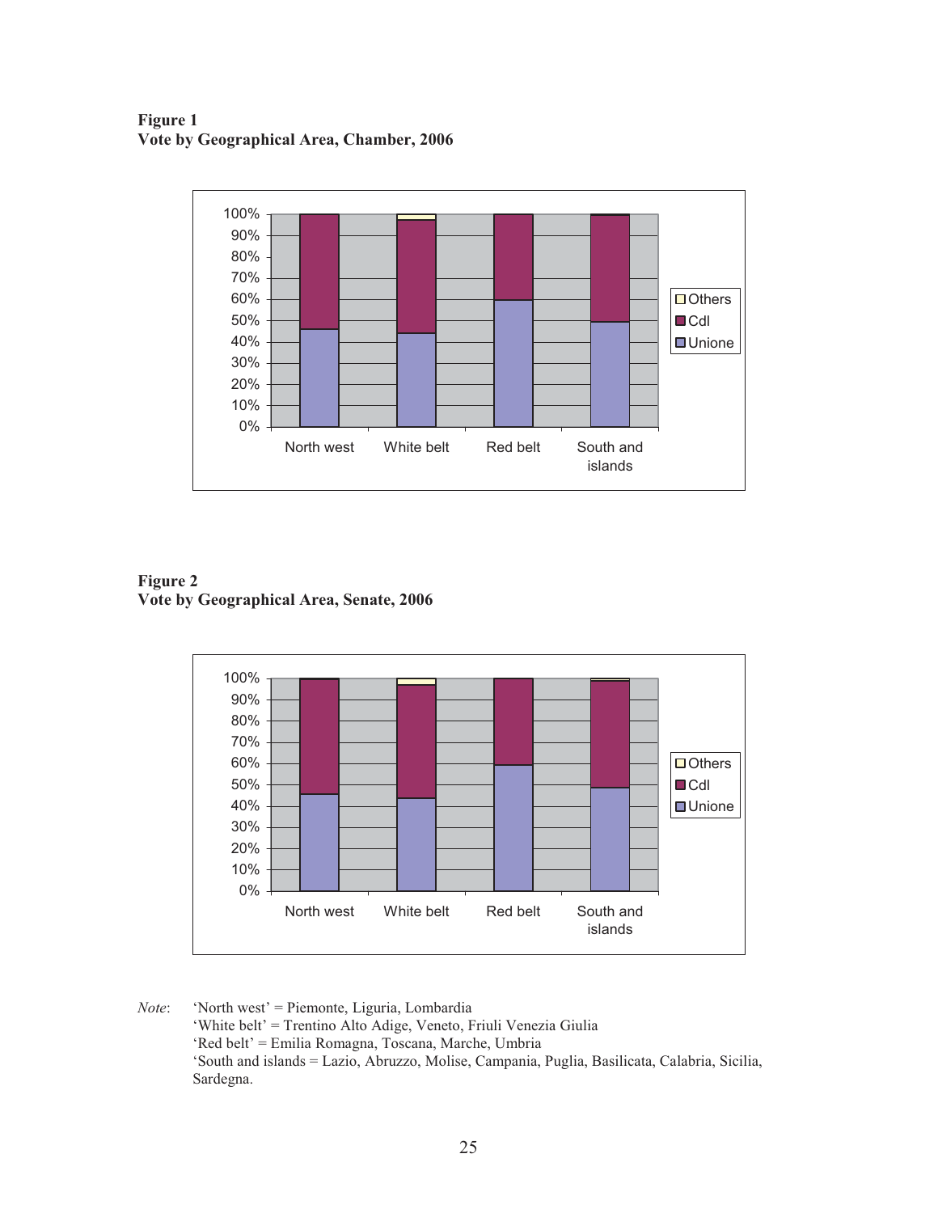**Figure 1**
**Vote by Geographical Area, Chamber, 2006**

**Figure 2**
**Vote by Geographical Area, Senate, 2006**

*Note*: 'North west' = Piemonte, Liguria, Lombardia
'White belt' = Trentino Alto Adige, Veneto, Friuli Venezia Giulia
'Red belt' = Emilia Romagna, Toscana, Marche, Umbria
'South and islands = Lazio, Abruzzo, Molise, Campania, Puglia, Basilicata, Calabria, Sicilia, Sardegna.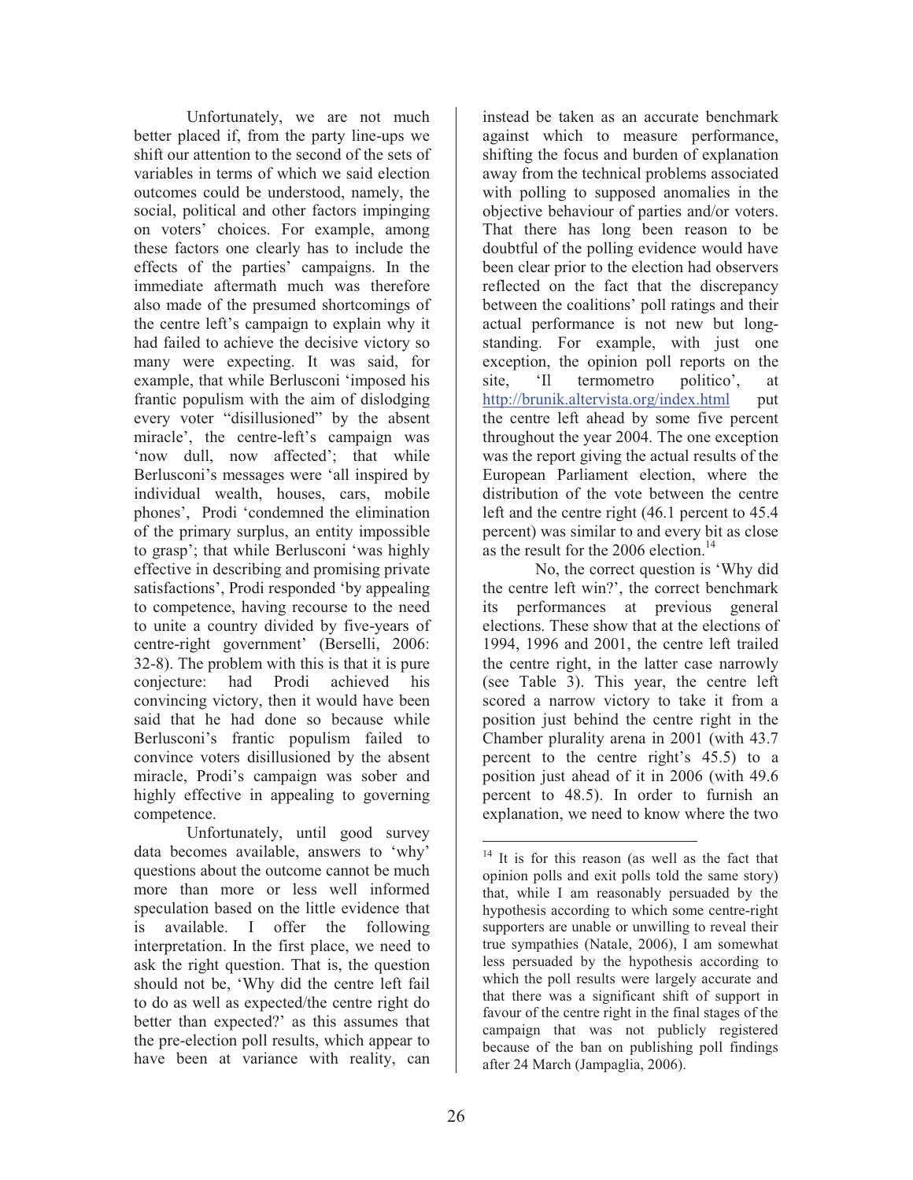Unfortunately, we are not much better placed if, from the party line-ups we shift our attention to the second of the sets of variables in terms of which we said election outcomes could be understood, namely, the social, political and other factors impinging on voters' choices. For example, among these factors one clearly has to include the effects of the parties' campaigns. In the immediate aftermath much was therefore also made of the presumed shortcomings of the centre left's campaign to explain why it had failed to achieve the decisive victory so many were expecting. It was said, for example, that while Berlusconi 'imposed his frantic populism with the aim of dislodging every voter "disillusioned" by the absent miracle', the centre-left's campaign was 'now dull, now affected'; that while Berlusconi's messages were 'all inspired by individual wealth, houses, cars, mobile phones', Prodi 'condemned the elimination of the primary surplus, an entity impossible to grasp'; that while Berlusconi 'was highly effective in describing and promising private satisfactions', Prodi responded 'by appealing to competence, having recourse to the need to unite a country divided by five-years of centre-right government' (Berselli, 2006: 32-8). The problem with this is that it is pure conjecture: had Prodi achieved his convincing victory, then it would have been said that he had done so because while Berlusconi's frantic populism failed to convince voters disillusioned by the absent miracle, Prodi's campaign was sober and highly effective in appealing to governing competence.

Unfortunately, until good survey data becomes available, answers to 'why' questions about the outcome cannot be much more than more or less well informed speculation based on the little evidence that is available. I offer the following interpretation. In the first place, we need to ask the right question. That is, the question should not be, 'Why did the centre left fail to do as well as expected/the centre right do better than expected?' as this assumes that the pre-election poll results, which appear to have been at variance with reality, can instead be taken as an accurate benchmark against which to measure performance, shifting the focus and burden of explanation away from the technical problems associated with polling to supposed anomalies in the objective behaviour of parties and/or voters. That there has long been reason to be doubtful of the polling evidence would have been clear prior to the election had observers reflected on the fact that the discrepancy between the coalitions' poll ratings and their actual performance is not new but long-standing. For example, with just one exception, the opinion poll reports on the site, 'Il termometro politico', at http://brunik.altervista.org/index.html put the centre left ahead by some five percent throughout the year 2004. The one exception was the report giving the actual results of the European Parliament election, where the distribution of the vote between the centre left and the centre right (46.1 percent to 45.4 percent) was similar to and every bit as close as the result for the 2006 election.[14]

No, the correct question is 'Why did the centre left win?', the correct benchmark its performances at previous general elections. These show that at the elections of 1994, 1996 and 2001, the centre left trailed the centre right, in the latter case narrowly (see Table 3). This year, the centre left scored a narrow victory to take it from a position just behind the centre right in the Chamber plurality arena in 2001 (with 43.7 percent to the centre right's 45.5) to a position just ahead of it in 2006 (with 49.6 percent to 48.5). In order to furnish an explanation, we need to know where the two

[14] It is for this reason (as well as the fact that opinion polls and exit polls told the same story) that, while I am reasonably persuaded by the hypothesis according to which some centre-right supporters are unable or unwilling to reveal their true sympathies (Natale, 2006), I am somewhat less persuaded by the hypothesis according to which the poll results were largely accurate and that there was a significant shift of support in favour of the centre right in the final stages of the campaign that was not publicly registered because of the ban on publishing poll findings after 24 March (Jampaglia, 2006).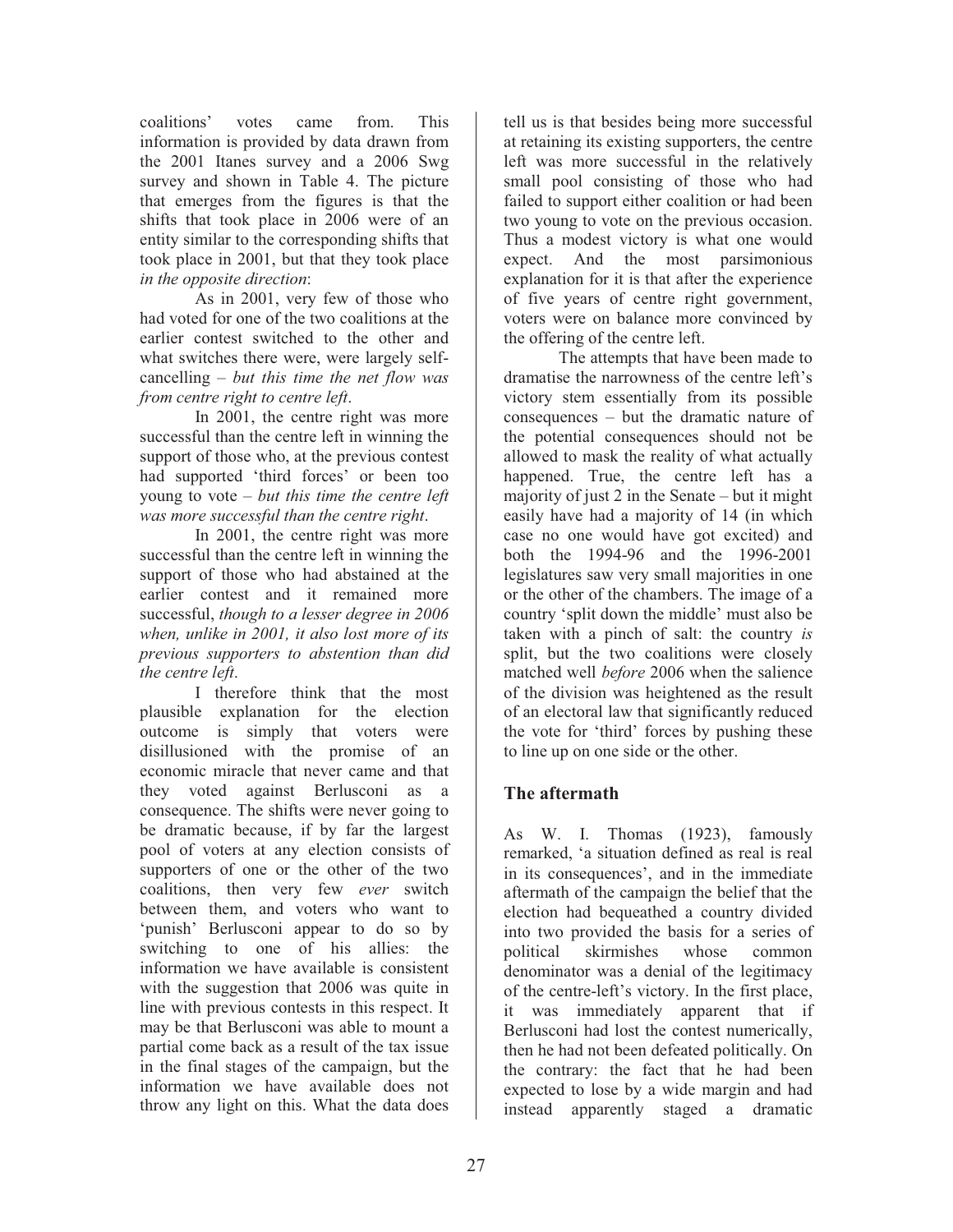coalitions' votes came from. This information is provided by data drawn from the 2001 Itanes survey and a 2006 Swg survey and shown in Table 4. The picture that emerges from the figures is that the shifts that took place in 2006 were of an entity similar to the corresponding shifts that took place in 2001, but that they took place *in the opposite direction*:

As in 2001, very few of those who had voted for one of the two coalitions at the earlier contest switched to the other and what switches there were, were largely self-cancelling – *but this time the net flow was from centre right to centre left*.

In 2001, the centre right was more successful than the centre left in winning the support of those who, at the previous contest had supported 'third forces' or been too young to vote – *but this time the centre left was more successful than the centre right*.

In 2001, the centre right was more successful than the centre left in winning the support of those who had abstained at the earlier contest and it remained more successful, *though to a lesser degree in 2006 when, unlike in 2001, it also lost more of its previous supporters to abstention than did the centre left*.

I therefore think that the most plausible explanation for the election outcome is simply that voters were disillusioned with the promise of an economic miracle that never came and that they voted against Berlusconi as a consequence. The shifts were never going to be dramatic because, if by far the largest pool of voters at any election consists of supporters of one or the other of the two coalitions, then very few *ever* switch between them, and voters who want to 'punish' Berlusconi appear to do so by switching to one of his allies: the information we have available is consistent with the suggestion that 2006 was quite in line with previous contests in this respect. It may be that Berlusconi was able to mount a partial come back as a result of the tax issue in the final stages of the campaign, but the information we have available does not throw any light on this. What the data does tell us is that besides being more successful at retaining its existing supporters, the centre left was more successful in the relatively small pool consisting of those who had failed to support either coalition or had been two young to vote on the previous occasion. Thus a modest victory is what one would expect. And the most parsimonious explanation for it is that after the experience of five years of centre right government, voters were on balance more convinced by the offering of the centre left.

The attempts that have been made to dramatise the narrowness of the centre left's victory stem essentially from its possible consequences – but the dramatic nature of the potential consequences should not be allowed to mask the reality of what actually happened. True, the centre left has a majority of just 2 in the Senate – but it might easily have had a majority of 14 (in which case no one would have got excited) and both the 1994-96 and the 1996-2001 legislatures saw very small majorities in one or the other of the chambers. The image of a country 'split down the middle' must also be taken with a pinch of salt: the country *is* split, but the two coalitions were closely matched well *before* 2006 when the salience of the division was heightened as the result of an electoral law that significantly reduced the vote for 'third' forces by pushing these to line up on one side or the other.

## The aftermath

As W. I. Thomas (1923), famously remarked, 'a situation defined as real is real in its consequences', and in the immediate aftermath of the campaign the belief that the election had bequeathed a country divided into two provided the basis for a series of political skirmishes whose common denominator was a denial of the legitimacy of the centre-left's victory. In the first place, it was immediately apparent that if Berlusconi had lost the contest numerically, then he had not been defeated politically. On the contrary: the fact that he had been expected to lose by a wide margin and had instead apparently staged a dramatic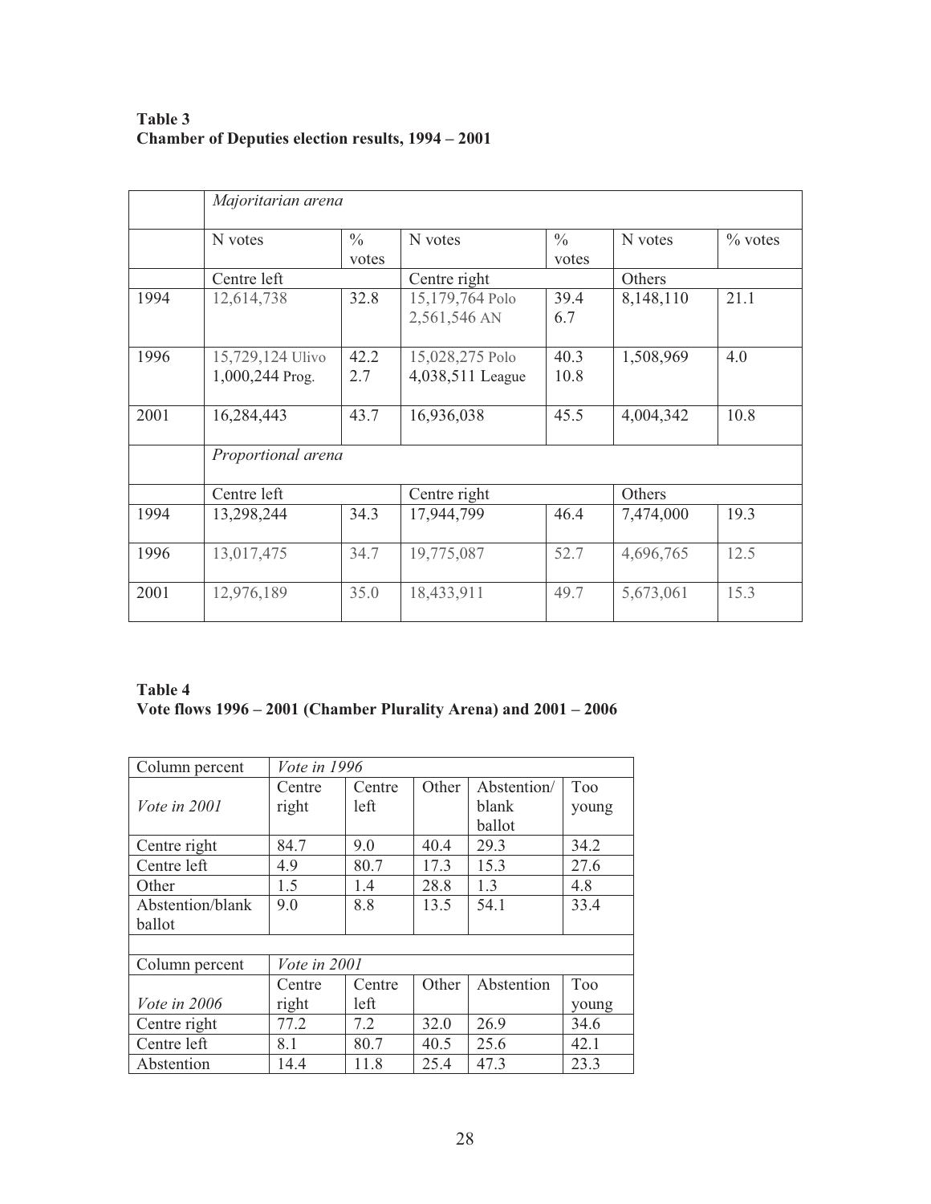**Table 3**
**Chamber of Deputies election results, 1994 – 2001**

| | *Majoritarian arena* | | | | | |
|---|---|---|---|---|---|---|
| | N votes | % votes | N votes | % votes | N votes | % votes |
| | Centre left | | Centre right | | Others | |
| 1994 | 12,614,738 | 32.8 | 15,179,764 Polo<br>2,561,546 AN | 39.4<br>6.7 | 8,148,110 | 21.1 |
| 1996 | 15,729,124 Ulivo<br>1,000,244 Prog. | 42.2<br>2.7 | 15,028,275 Polo<br>4,038,511 League | 40.3<br>10.8 | 1,508,969 | 4.0 |
| 2001 | 16,284,443 | 43.7 | 16,936,038 | 45.5 | 4,004,342 | 10.8 |
| | *Proportional arena* | | | | | |
| | Centre left | | Centre right | | Others | |
| 1994 | 13,298,244 | 34.3 | 17,944,799 | 46.4 | 7,474,000 | 19.3 |
| 1996 | 13,017,475 | 34.7 | 19,775,087 | 52.7 | 4,696,765 | 12.5 |
| 2001 | 12,976,189 | 35.0 | 18,433,911 | 49.7 | 5,673,061 | 15.3 |

**Table 4**
**Vote flows 1996 – 2001 (Chamber Plurality Arena) and 2001 – 2006**

| Column percent | *Vote in 1996* | | | | |
|---|---|---|---|---|---|
| *Vote in 2001* | Centre right | Centre left | Other | Abstention/ blank ballot | Too young |
| Centre right | 84.7 | 9.0 | 40.4 | 29.3 | 34.2 |
| Centre left | 4.9 | 80.7 | 17.3 | 15.3 | 27.6 |
| Other | 1.5 | 1.4 | 28.8 | 1.3 | 4.8 |
| Abstention/blank ballot | 9.0 | 8.8 | 13.5 | 54.1 | 33.4 |
| | | | | | |
| Column percent | *Vote in 2001* | | | | |
| *Vote in 2006* | Centre right | Centre left | Other | Abstention | Too young |
| Centre right | 77.2 | 7.2 | 32.0 | 26.9 | 34.6 |
| Centre left | 8.1 | 80.7 | 40.5 | 25.6 | 42.1 |
| Abstention | 14.4 | 11.8 | 25.4 | 47.3 | 23.3 |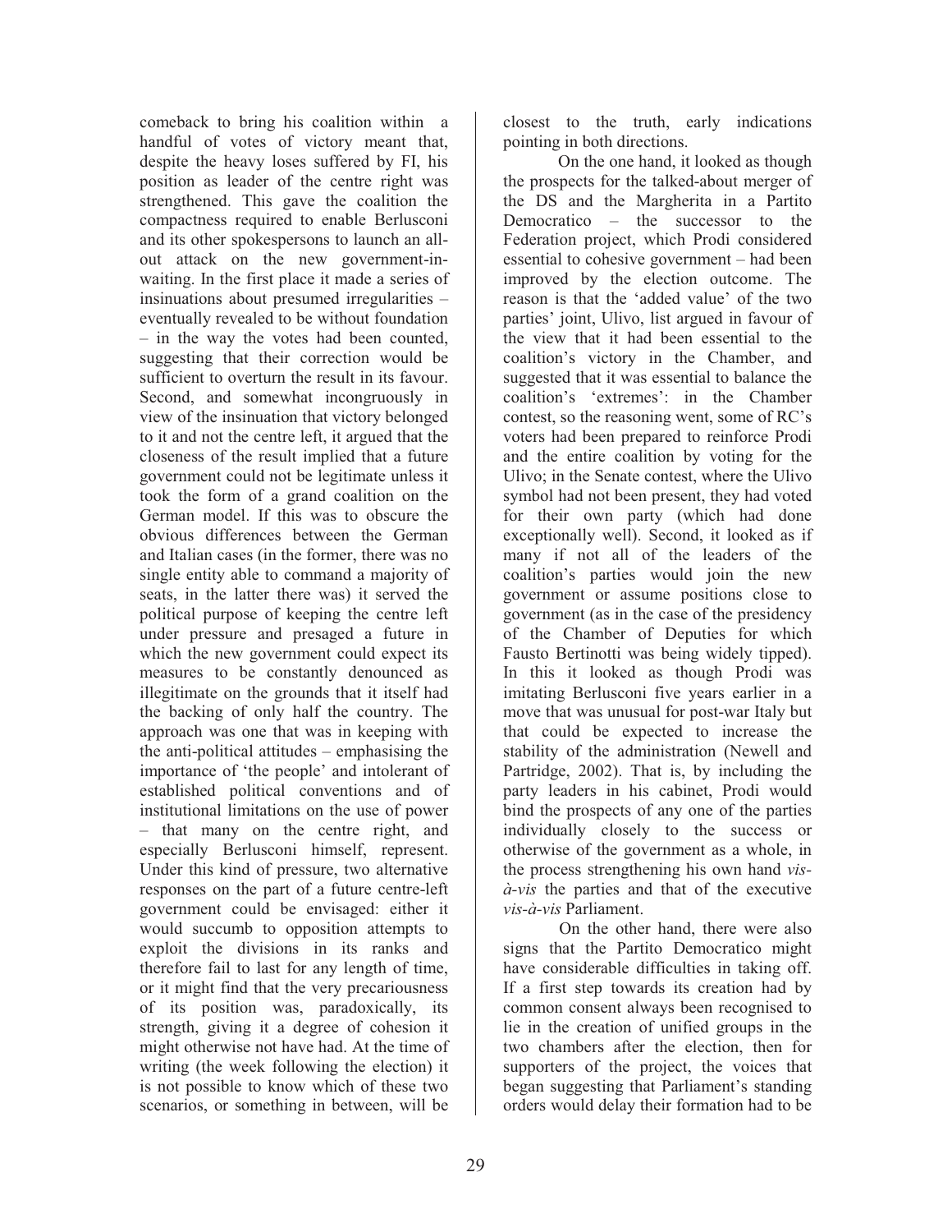comeback to bring his coalition within a handful of votes of victory meant that, despite the heavy loses suffered by FI, his position as leader of the centre right was strengthened. This gave the coalition the compactness required to enable Berlusconi and its other spokespersons to launch an all-out attack on the new government-in-waiting. In the first place it made a series of insinuations about presumed irregularities – eventually revealed to be without foundation – in the way the votes had been counted, suggesting that their correction would be sufficient to overturn the result in its favour. Second, and somewhat incongruously in view of the insinuation that victory belonged to it and not the centre left, it argued that the closeness of the result implied that a future government could not be legitimate unless it took the form of a grand coalition on the German model. If this was to obscure the obvious differences between the German and Italian cases (in the former, there was no single entity able to command a majority of seats, in the latter there was) it served the political purpose of keeping the centre left under pressure and presaged a future in which the new government could expect its measures to be constantly denounced as illegitimate on the grounds that it itself had the backing of only half the country. The approach was one that was in keeping with the anti-political attitudes – emphasising the importance of 'the people' and intolerant of established political conventions and of institutional limitations on the use of power – that many on the centre right, and especially Berlusconi himself, represent. Under this kind of pressure, two alternative responses on the part of a future centre-left government could be envisaged: either it would succumb to opposition attempts to exploit the divisions in its ranks and therefore fail to last for any length of time, or it might find that the very precariousness of its position was, paradoxically, its strength, giving it a degree of cohesion it might otherwise not have had. At the time of writing (the week following the election) it is not possible to know which of these two scenarios, or something in between, will be closest to the truth, early indications pointing in both directions.

On the one hand, it looked as though the prospects for the talked-about merger of the DS and the Margherita in a Partito Democratico – the successor to the Federation project, which Prodi considered essential to cohesive government – had been improved by the election outcome. The reason is that the 'added value' of the two parties' joint, Ulivo, list argued in favour of the view that it had been essential to the coalition's victory in the Chamber, and suggested that it was essential to balance the coalition's 'extremes': in the Chamber contest, so the reasoning went, some of RC's voters had been prepared to reinforce Prodi and the entire coalition by voting for the Ulivo; in the Senate contest, where the Ulivo symbol had not been present, they had voted for their own party (which had done exceptionally well). Second, it looked as if many if not all of the leaders of the coalition's parties would join the new government or assume positions close to government (as in the case of the presidency of the Chamber of Deputies for which Fausto Bertinotti was being widely tipped). In this it looked as though Prodi was imitating Berlusconi five years earlier in a move that was unusual for post-war Italy but that could be expected to increase the stability of the administration (Newell and Partridge, 2002). That is, by including the party leaders in his cabinet, Prodi would bind the prospects of any one of the parties individually closely to the success or otherwise of the government as a whole, in the process strengthening his own hand *vis-à-vis* the parties and that of the executive *vis-à-vis* Parliament.

On the other hand, there were also signs that the Partito Democratico might have considerable difficulties in taking off. If a first step towards its creation had by common consent always been recognised to lie in the creation of unified groups in the two chambers after the election, then for supporters of the project, the voices that began suggesting that Parliament's standing orders would delay their formation had to be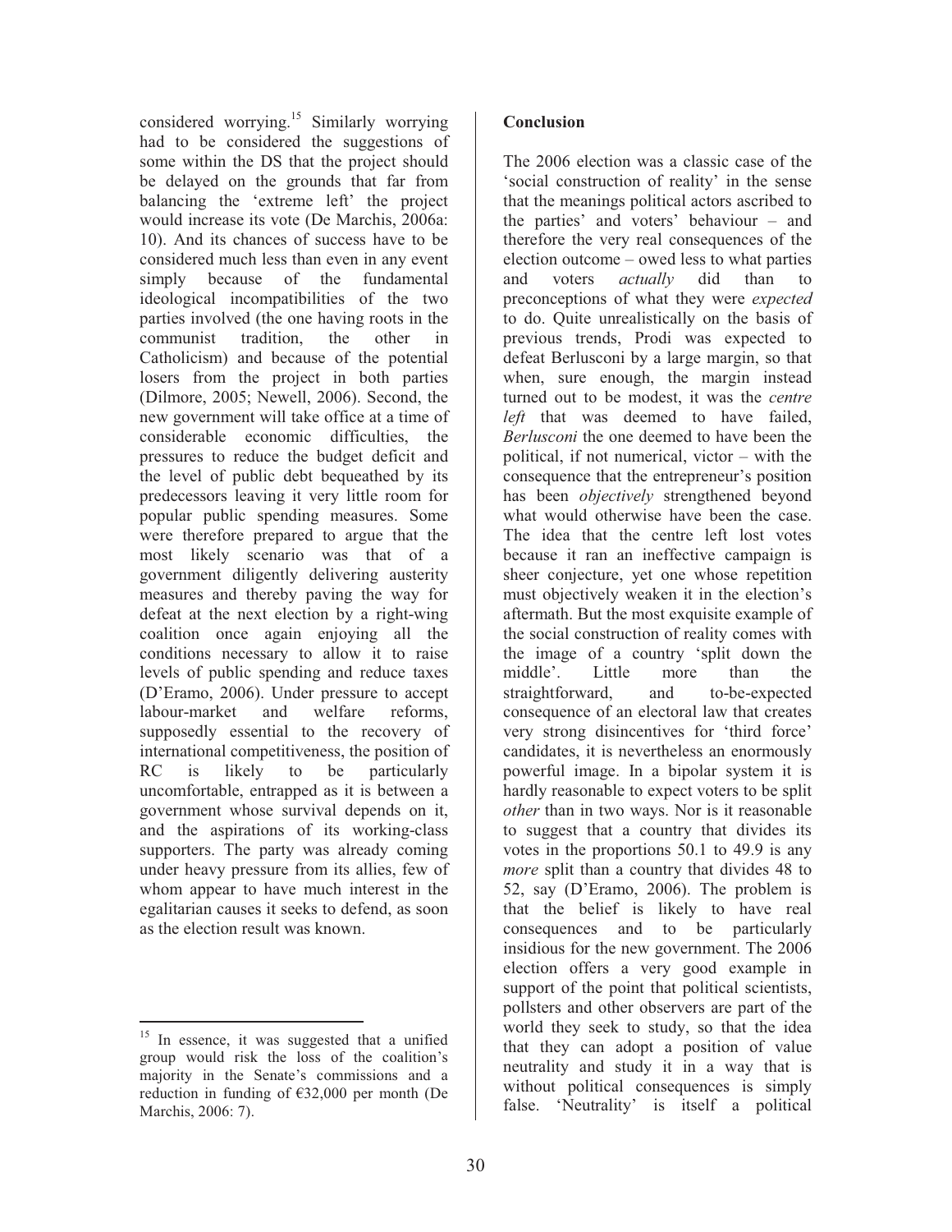considered worrying.[15] Similarly worrying had to be considered the suggestions of some within the DS that the project should be delayed on the grounds that far from balancing the 'extreme left' the project would increase its vote (De Marchis, 2006a: 10). And its chances of success have to be considered much less than even in any event simply because of the fundamental ideological incompatibilities of the two parties involved (the one having roots in the communist tradition, the other in Catholicism) and because of the potential losers from the project in both parties (Dilmore, 2005; Newell, 2006). Second, the new government will take office at a time of considerable economic difficulties, the pressures to reduce the budget deficit and the level of public debt bequeathed by its predecessors leaving it very little room for popular public spending measures. Some were therefore prepared to argue that the most likely scenario was that of a government diligently delivering austerity measures and thereby paving the way for defeat at the next election by a right-wing coalition once again enjoying all the conditions necessary to allow it to raise levels of public spending and reduce taxes (D'Eramo, 2006). Under pressure to accept labour-market and welfare reforms, supposedly essential to the recovery of international competitiveness, the position of RC is likely to be particularly uncomfortable, entrapped as it is between a government whose survival depends on it, and the aspirations of its working-class supporters. The party was already coming under heavy pressure from its allies, few of whom appear to have much interest in the egalitarian causes it seeks to defend, as soon as the election result was known.

[15] In essence, it was suggested that a unified group would risk the loss of the coalition's majority in the Senate's commissions and a reduction in funding of €32,000 per month (De Marchis, 2006: 7).

**Conclusion**

The 2006 election was a classic case of the 'social construction of reality' in the sense that the meanings political actors ascribed to the parties' and voters' behaviour – and therefore the very real consequences of the election outcome – owed less to what parties and voters *actually* did than to preconceptions of what they were *expected* to do. Quite unrealistically on the basis of previous trends, Prodi was expected to defeat Berlusconi by a large margin, so that when, sure enough, the margin instead turned out to be modest, it was the *centre left* that was deemed to have failed, *Berlusconi* the one deemed to have been the political, if not numerical, victor – with the consequence that the entrepreneur's position has been *objectively* strengthened beyond what would otherwise have been the case. The idea that the centre left lost votes because it ran an ineffective campaign is sheer conjecture, yet one whose repetition must objectively weaken it in the election's aftermath. But the most exquisite example of the social construction of reality comes with the image of a country 'split down the middle'. Little more than the straightforward, and to-be-expected consequence of an electoral law that creates very strong disincentives for 'third force' candidates, it is nevertheless an enormously powerful image. In a bipolar system it is hardly reasonable to expect voters to be split *other* than in two ways. Nor is it reasonable to suggest that a country that divides its votes in the proportions 50.1 to 49.9 is any *more* split than a country that divides 48 to 52, say (D'Eramo, 2006). The problem is that the belief is likely to have real consequences and to be particularly insidious for the new government. The 2006 election offers a very good example in support of the point that political scientists, pollsters and other observers are part of the world they seek to study, so that the idea that they can adopt a position of value neutrality and study it in a way that is without political consequences is simply false. 'Neutrality' is itself a political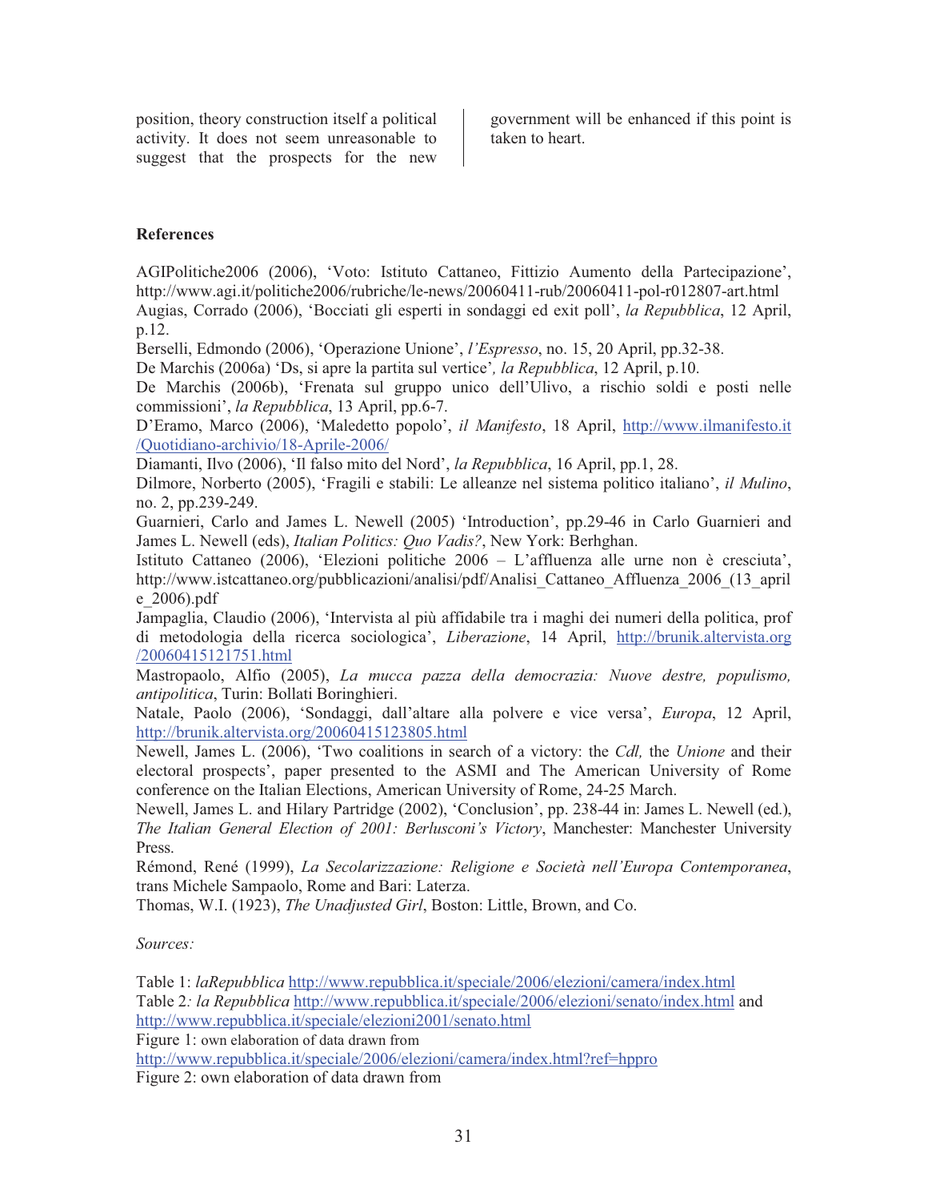position, theory construction itself a political activity. It does not seem unreasonable to suggest that the prospects for the new government will be enhanced if this point is taken to heart.

**References**

AGIPolitiche2006 (2006), 'Voto: Istituto Cattaneo, Fittizio Aumento della Partecipazione', http://www.agi.it/politiche2006/rubriche/le-news/20060411-rub/20060411-pol-r012807-art.html

Augias, Corrado (2006), 'Bocciati gli esperti in sondaggi ed exit poll', *la Repubblica*, 12 April, p.12.

Berselli, Edmondo (2006), 'Operazione Unione', *l'Espresso*, no. 15, 20 April, pp.32-38.

De Marchis (2006a) 'Ds, si apre la partita sul vertice'*, la Repubblica*, 12 April, p.10.

De Marchis (2006b), 'Frenata sul gruppo unico dell'Ulivo, a rischio soldi e posti nelle commissioni', *la Repubblica*, 13 April, pp.6-7.

D'Eramo, Marco (2006), 'Maledetto popolo', *il Manifesto*, 18 April, http://www.ilmanifesto.it/Quotidiano-archivio/18-Aprile-2006/

Diamanti, Ilvo (2006), 'Il falso mito del Nord', *la Repubblica*, 16 April, pp.1, 28.

Dilmore, Norberto (2005), 'Fragili e stabili: Le alleanze nel sistema politico italiano', *il Mulino*, no. 2, pp.239-249.

Guarnieri, Carlo and James L. Newell (2005) 'Introduction', pp.29-46 in Carlo Guarnieri and James L. Newell (eds), *Italian Politics: Quo Vadis?*, New York: Berhghan.

Istituto Cattaneo (2006), 'Elezioni politiche 2006 – L'affluenza alle urne non è cresciuta', http://www.istcattaneo.org/pubblicazioni/analisi/pdf/Analisi_Cattaneo_Affluenza_2006_(13_aprile_2006).pdf

Jampaglia, Claudio (2006), 'Intervista al più affidabile tra i maghi dei numeri della politica, prof di metodologia della ricerca sociologica', *Liberazione*, 14 April, http://brunik.altervista.org/20060415121751.html

Mastropaolo, Alfio (2005), *La mucca pazza della democrazia: Nuove destre, populismo, antipolitica*, Turin: Bollati Boringhieri.

Natale, Paolo (2006), 'Sondaggi, dall'altare alla polvere e vice versa', *Europa*, 12 April, http://brunik.altervista.org/20060415123805.html

Newell, James L. (2006), 'Two coalitions in search of a victory: the *Cdl,* the *Unione* and their electoral prospects', paper presented to the ASMI and The American University of Rome conference on the Italian Elections, American University of Rome, 24-25 March.

Newell, James L. and Hilary Partridge (2002), 'Conclusion', pp. 238-44 in: James L. Newell (ed.), *The Italian General Election of 2001: Berlusconi's Victory*, Manchester: Manchester University Press.

Rémond, René (1999), *La Secolarizzazione: Religione e Società nell'Europa Contemporanea*, trans Michele Sampaolo, Rome and Bari: Laterza.

Thomas, W.I. (1923), *The Unadjusted Girl*, Boston: Little, Brown, and Co.

*Sources:*

Table 1: *laRepubblica* http://www.repubblica.it/speciale/2006/elezioni/camera/index.html

Table 2*: la Repubblica* http://www.repubblica.it/speciale/2006/elezioni/senato/index.html and http://www.repubblica.it/speciale/elezioni2001/senato.html

Figure 1: own elaboration of data drawn from http://www.repubblica.it/speciale/2006/elezioni/camera/index.html?ref=hppro

Figure 2: own elaboration of data drawn from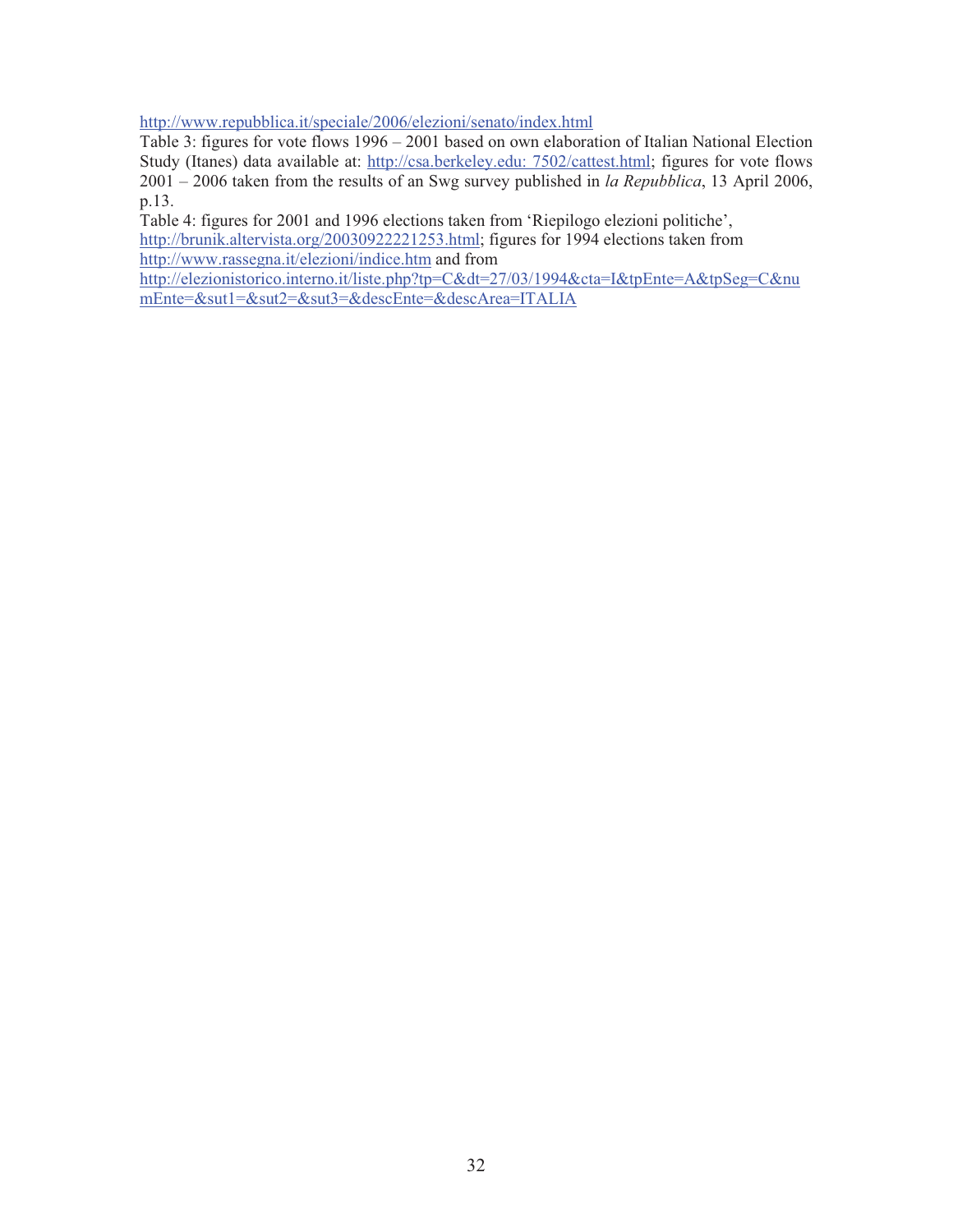http://www.repubblica.it/speciale/2006/elezioni/senato/index.html

Table 3: figures for vote flows 1996 – 2001 based on own elaboration of Italian National Election Study (Itanes) data available at: http://csa.berkeley.edu: 7502/cattest.html; figures for vote flows 2001 – 2006 taken from the results of an Swg survey published in *la Repubblica*, 13 April 2006, p.13.

Table 4: figures for 2001 and 1996 elections taken from 'Riepilogo elezioni politiche', http://brunik.altervista.org/20030922221253.html; figures for 1994 elections taken from http://www.rassegna.it/elezioni/indice.htm and from http://elezionistorico.interno.it/liste.php?tp=C&dt=27/03/1994&cta=I&tpEnte=A&tpSeg=C&numEnte=&sut1=&sut2=&sut3=&descEnte=&descArea=ITALIA